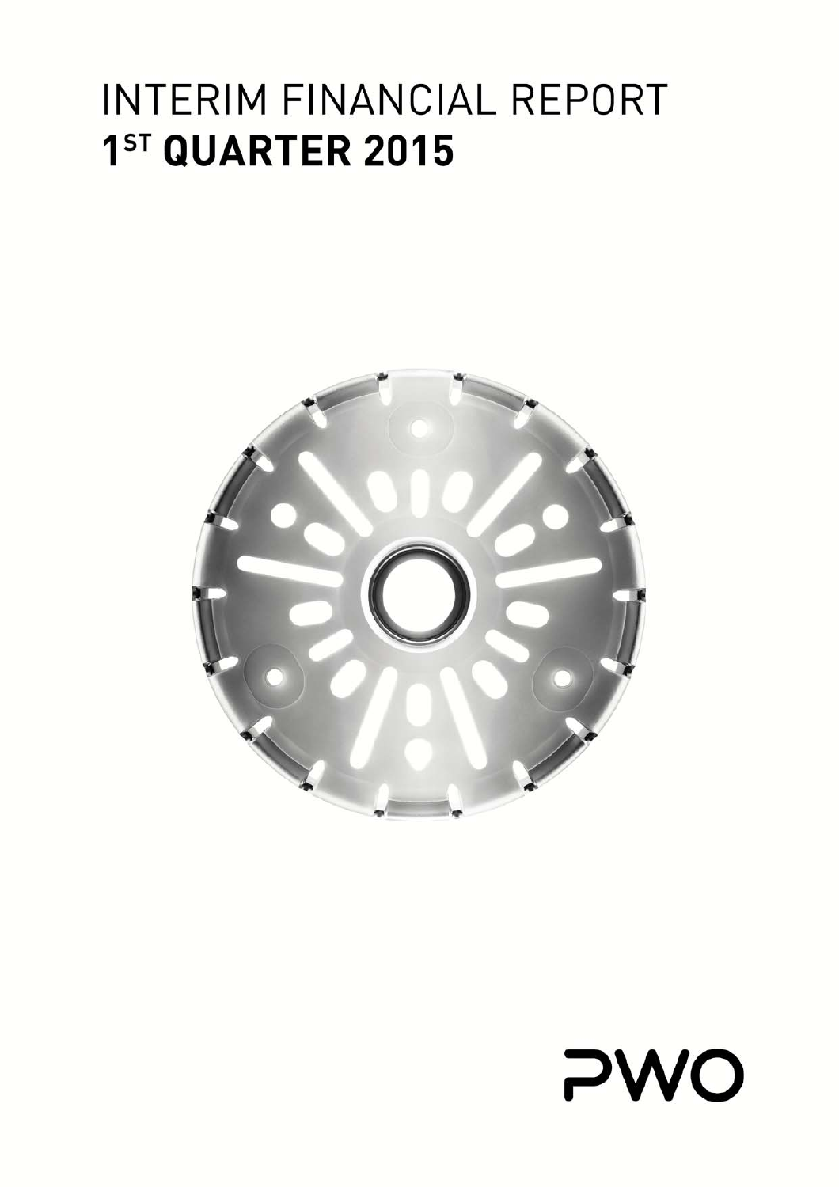# INTERIM FINANCIAL REPORT
# 1ST QUARTER 2015

PWO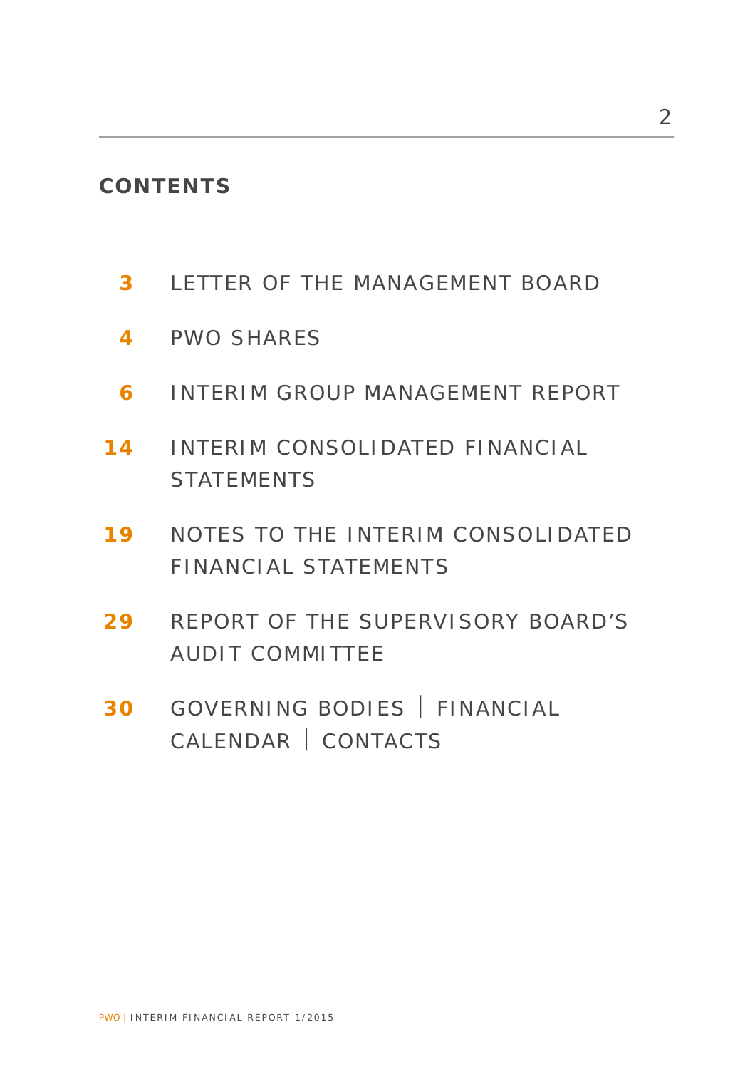## CONTENTS

- **3** LETTER OF THE MANAGEMENT BOARD
- **4** PWO SHARES
- **6** INTERIM GROUP MANAGEMENT REPORT
- **14** INTERIM CONSOLIDATED FINANCIAL STATEMENTS
- **19** NOTES TO THE INTERIM CONSOLIDATED FINANCIAL STATEMENTS
- **29** REPORT OF THE SUPERVISORY BOARD'S AUDIT COMMITTEE
- **30** GOVERNING BODIES | FINANCIAL CALENDAR | CONTACTS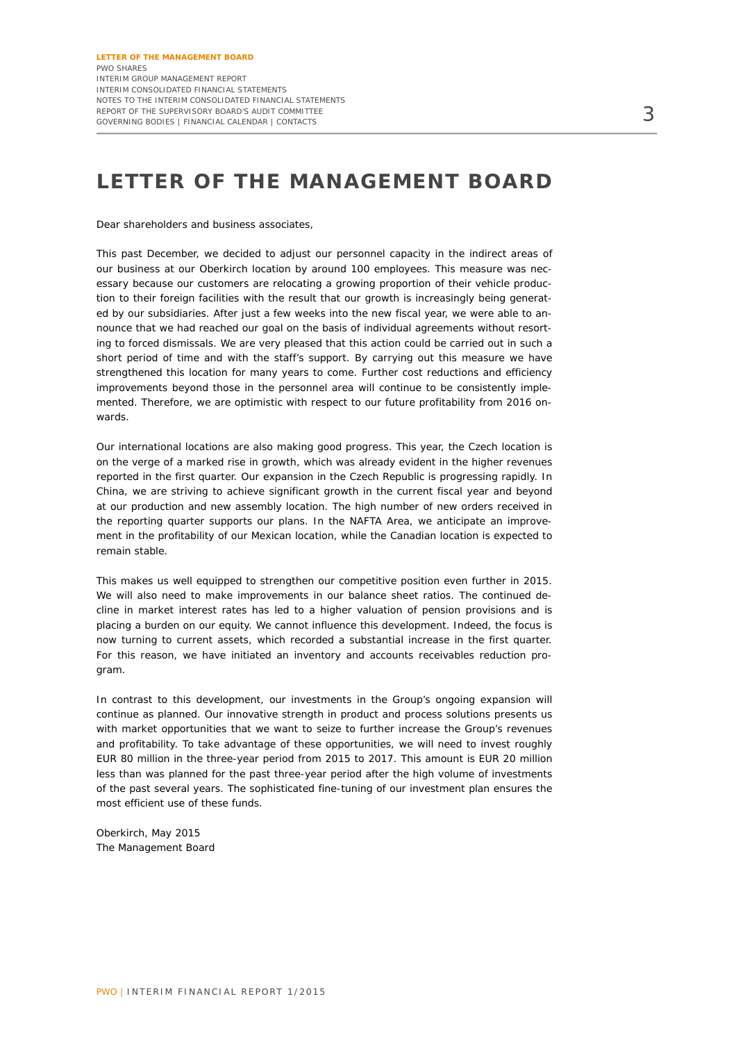# LETTER OF THE MANAGEMENT BOARD

Dear shareholders and business associates,

This past December, we decided to adjust our personnel capacity in the indirect areas of our business at our Oberkirch location by around 100 employees. This measure was necessary because our customers are relocating a growing proportion of their vehicle production to their foreign facilities with the result that our growth is increasingly being generated by our subsidiaries. After just a few weeks into the new fiscal year, we were able to announce that we had reached our goal on the basis of individual agreements without resorting to forced dismissals. We are very pleased that this action could be carried out in such a short period of time and with the staff's support. By carrying out this measure we have strengthened this location for many years to come. Further cost reductions and efficiency improvements beyond those in the personnel area will continue to be consistently implemented. Therefore, we are optimistic with respect to our future profitability from 2016 onwards.

Our international locations are also making good progress. This year, the Czech location is on the verge of a marked rise in growth, which was already evident in the higher revenues reported in the first quarter. Our expansion in the Czech Republic is progressing rapidly. In China, we are striving to achieve significant growth in the current fiscal year and beyond at our production and new assembly location. The high number of new orders received in the reporting quarter supports our plans. In the NAFTA Area, we anticipate an improvement in the profitability of our Mexican location, while the Canadian location is expected to remain stable.

This makes us well equipped to strengthen our competitive position even further in 2015. We will also need to make improvements in our balance sheet ratios. The continued decline in market interest rates has led to a higher valuation of pension provisions and is placing a burden on our equity. We cannot influence this development. Indeed, the focus is now turning to current assets, which recorded a substantial increase in the first quarter. For this reason, we have initiated an inventory and accounts receivables reduction program.

In contrast to this development, our investments in the Group's ongoing expansion will continue as planned. Our innovative strength in product and process solutions presents us with market opportunities that we want to seize to further increase the Group's revenues and profitability. To take advantage of these opportunities, we will need to invest roughly EUR 80 million in the three-year period from 2015 to 2017. This amount is EUR 20 million less than was planned for the past three-year period after the high volume of investments of the past several years. The sophisticated fine-tuning of our investment plan ensures the most efficient use of these funds.

Oberkirch, May 2015
The Management Board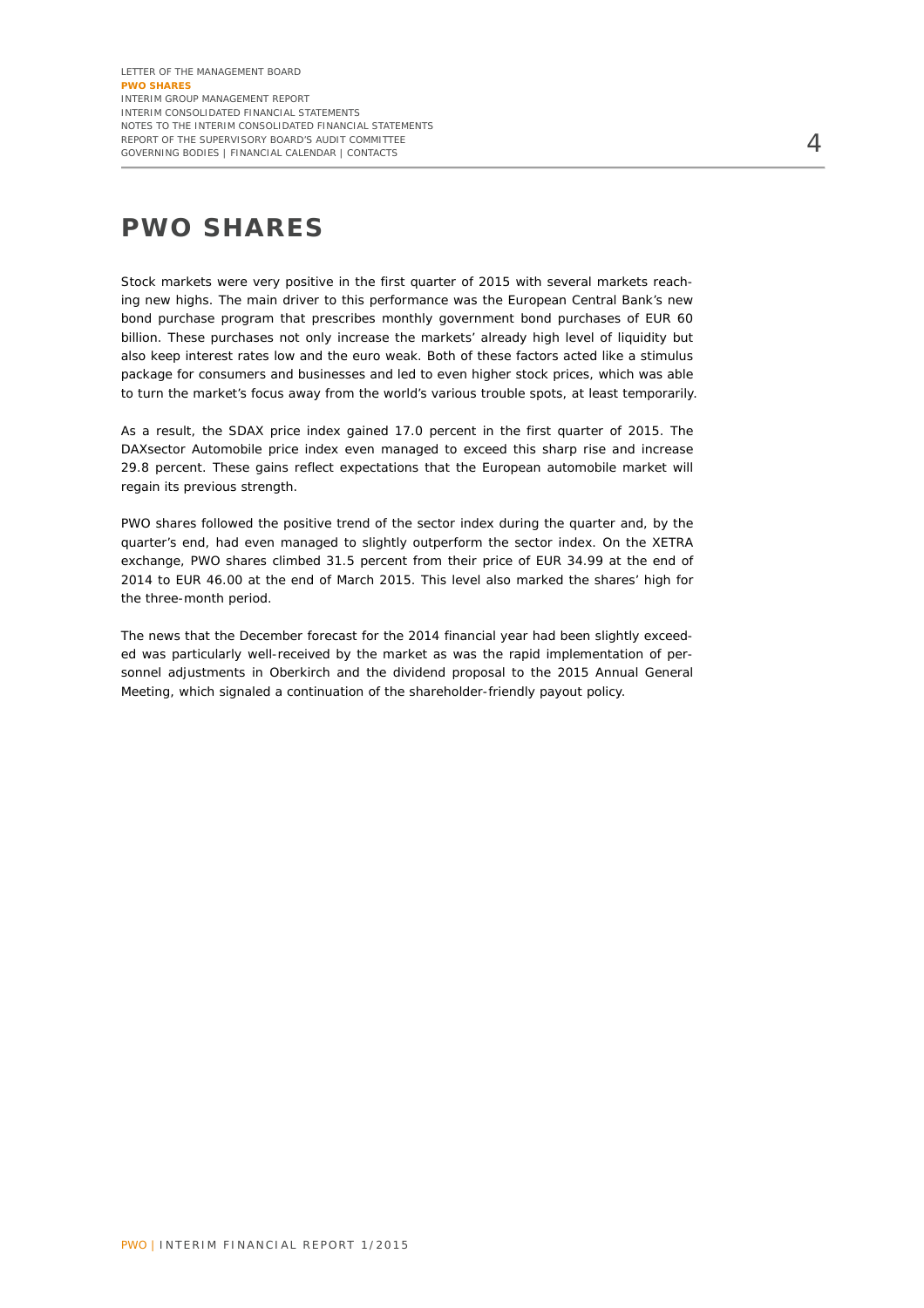# PWO SHARES

Stock markets were very positive in the first quarter of 2015 with several markets reaching new highs. The main driver to this performance was the European Central Bank's new bond purchase program that prescribes monthly government bond purchases of EUR 60 billion. These purchases not only increase the markets' already high level of liquidity but also keep interest rates low and the euro weak. Both of these factors acted like a stimulus package for consumers and businesses and led to even higher stock prices, which was able to turn the market's focus away from the world's various trouble spots, at least temporarily.

As a result, the SDAX price index gained 17.0 percent in the first quarter of 2015. The DAXsector Automobile price index even managed to exceed this sharp rise and increase 29.8 percent. These gains reflect expectations that the European automobile market will regain its previous strength.

PWO shares followed the positive trend of the sector index during the quarter and, by the quarter's end, had even managed to slightly outperform the sector index. On the XETRA exchange, PWO shares climbed 31.5 percent from their price of EUR 34.99 at the end of 2014 to EUR 46.00 at the end of March 2015. This level also marked the shares' high for the three-month period.

The news that the December forecast for the 2014 financial year had been slightly exceeded was particularly well-received by the market as was the rapid implementation of personnel adjustments in Oberkirch and the dividend proposal to the 2015 Annual General Meeting, which signaled a continuation of the shareholder-friendly payout policy.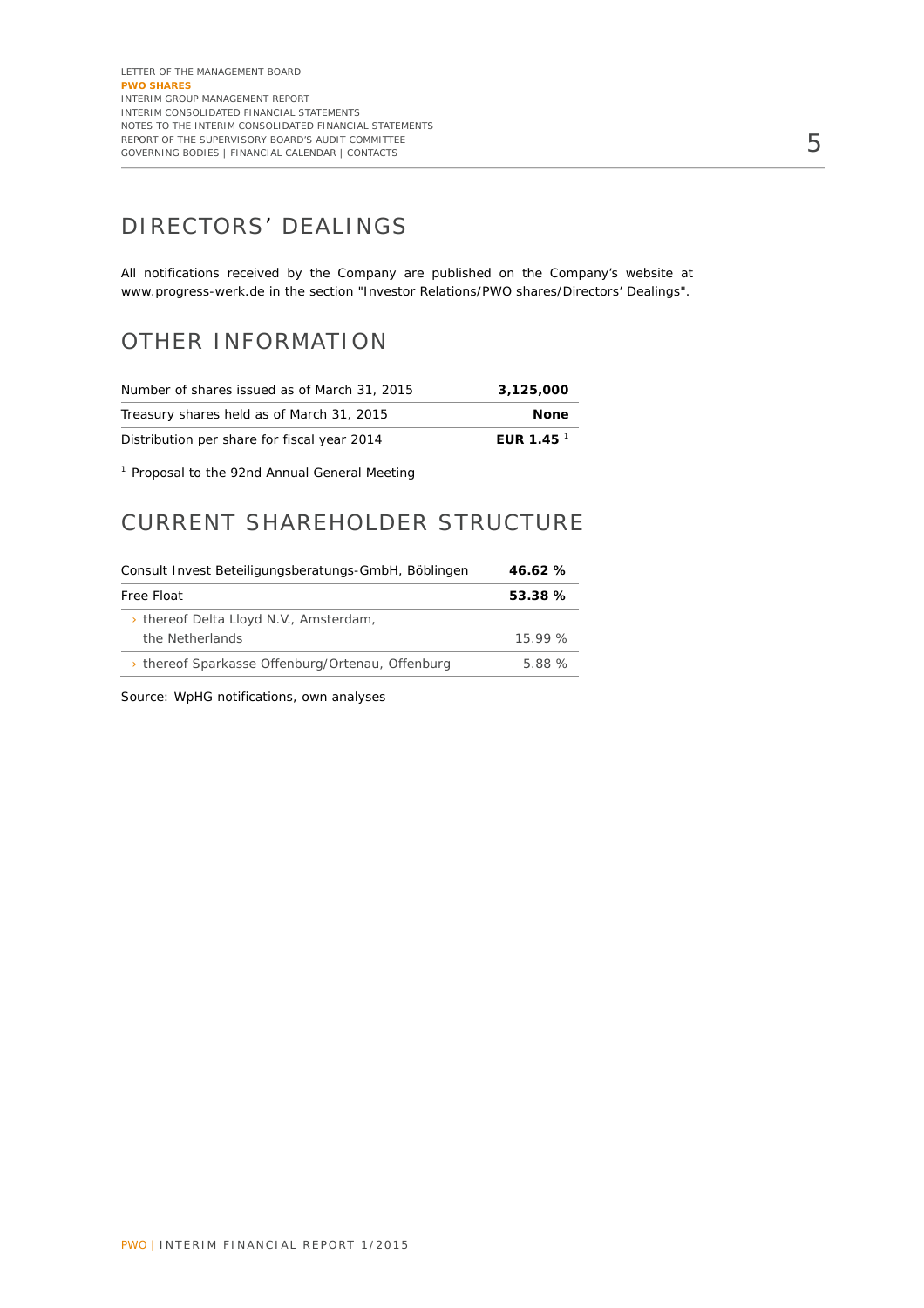## DIRECTORS' DEALINGS

All notifications received by the Company are published on the Company's website at www.progress-werk.de in the section "Investor Relations/PWO shares/Directors' Dealings".

## OTHER INFORMATION

| | |
|---|---|
| Number of shares issued as of March 31, 2015 | **3,125,000** |
| Treasury shares held as of March 31, 2015 | **None** |
| Distribution per share for fiscal year 2014 | **EUR 1.45** [1] |

[1] Proposal to the 92nd Annual General Meeting

## CURRENT SHAREHOLDER STRUCTURE

| | |
|---|---|
| Consult Invest Beteiligungsberatungs-GmbH, Böblingen | **46.62 %** |
| Free Float | **53.38 %** |
| › thereof Delta Lloyd N.V., Amsterdam, the Netherlands | 15.99 % |
| › thereof Sparkasse Offenburg/Ortenau, Offenburg | 5.88 % |

Source: WpHG notifications, own analyses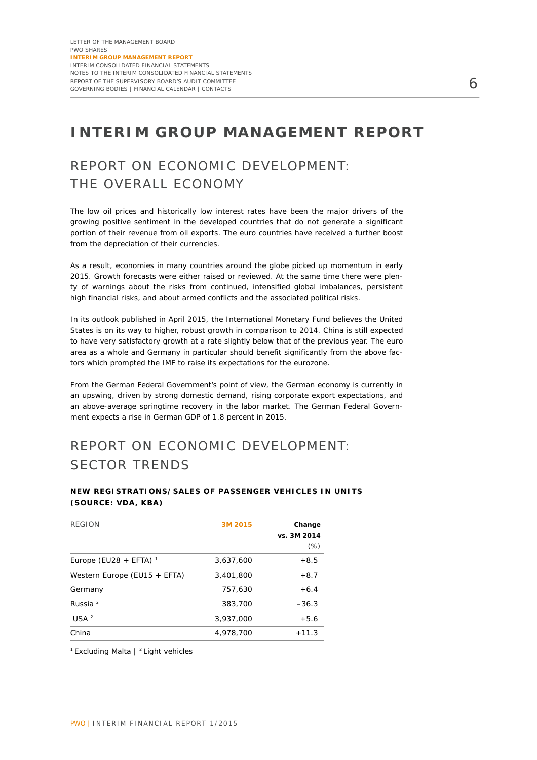# INTERIM GROUP MANAGEMENT REPORT

## REPORT ON ECONOMIC DEVELOPMENT: THE OVERALL ECONOMY

The low oil prices and historically low interest rates have been the major drivers of the growing positive sentiment in the developed countries that do not generate a significant portion of their revenue from oil exports. The euro countries have received a further boost from the depreciation of their currencies.

As a result, economies in many countries around the globe picked up momentum in early 2015. Growth forecasts were either raised or reviewed. At the same time there were plenty of warnings about the risks from continued, intensified global imbalances, persistent high financial risks, and about armed conflicts and the associated political risks.

In its outlook published in April 2015, the International Monetary Fund believes the United States is on its way to higher, robust growth in comparison to 2014. China is still expected to have very satisfactory growth at a rate slightly below that of the previous year. The euro area as a whole and Germany in particular should benefit significantly from the above factors which prompted the IMF to raise its expectations for the eurozone.

From the German Federal Government's point of view, the German economy is currently in an upswing, driven by strong domestic demand, rising corporate export expectations, and an above-average springtime recovery in the labor market. The German Federal Government expects a rise in German GDP of 1.8 percent in 2015.

## REPORT ON ECONOMIC DEVELOPMENT: SECTOR TRENDS

**NEW REGISTRATIONS/SALES OF PASSENGER VEHICLES IN UNITS (SOURCE: VDA, KBA)**

| REGION | 3M 2015 | Change vs. 3M 2014 (%) |
|---|---|---|
| Europe (EU28 + EFTA) [1] | 3,637,600 | +8.5 |
| Western Europe (EU15 + EFTA) | 3,401,800 | +8.7 |
| Germany | 757,630 | +6.4 |
| Russia [2] | 383,700 | –36.3 |
| USA [2] | 3,937,000 | +5.6 |
| China | 4,978,700 | +11.3 |

[1] Excluding Malta | [2] Light vehicles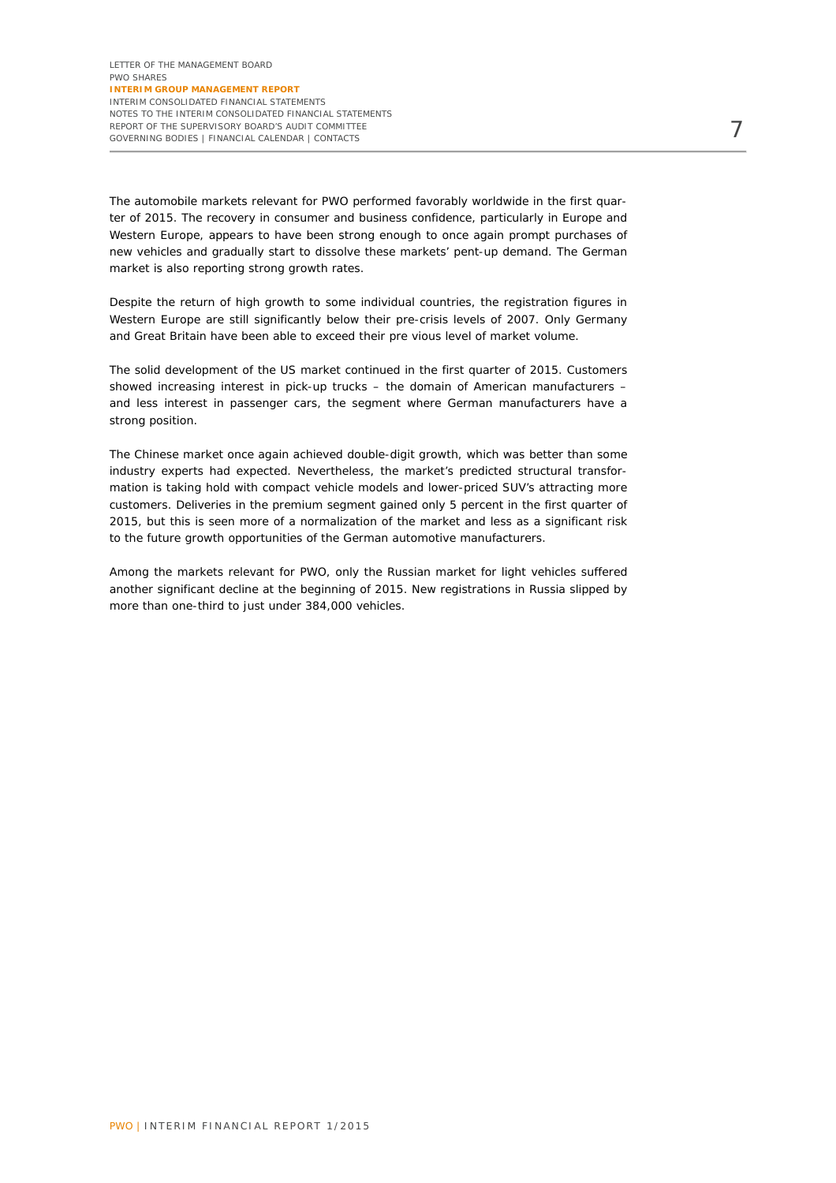The automobile markets relevant for PWO performed favorably worldwide in the first quarter of 2015. The recovery in consumer and business confidence, particularly in Europe and Western Europe, appears to have been strong enough to once again prompt purchases of new vehicles and gradually start to dissolve these markets' pent-up demand. The German market is also reporting strong growth rates.

Despite the return of high growth to some individual countries, the registration figures in Western Europe are still significantly below their pre-crisis levels of 2007. Only Germany and Great Britain have been able to exceed their pre vious level of market volume.

The solid development of the US market continued in the first quarter of 2015. Customers showed increasing interest in pick-up trucks – the domain of American manufacturers – and less interest in passenger cars, the segment where German manufacturers have a strong position.

The Chinese market once again achieved double-digit growth, which was better than some industry experts had expected. Nevertheless, the market's predicted structural transformation is taking hold with compact vehicle models and lower-priced SUV's attracting more customers. Deliveries in the premium segment gained only 5 percent in the first quarter of 2015, but this is seen more of a normalization of the market and less as a significant risk to the future growth opportunities of the German automotive manufacturers.

Among the markets relevant for PWO, only the Russian market for light vehicles suffered another significant decline at the beginning of 2015. New registrations in Russia slipped by more than one-third to just under 384,000 vehicles.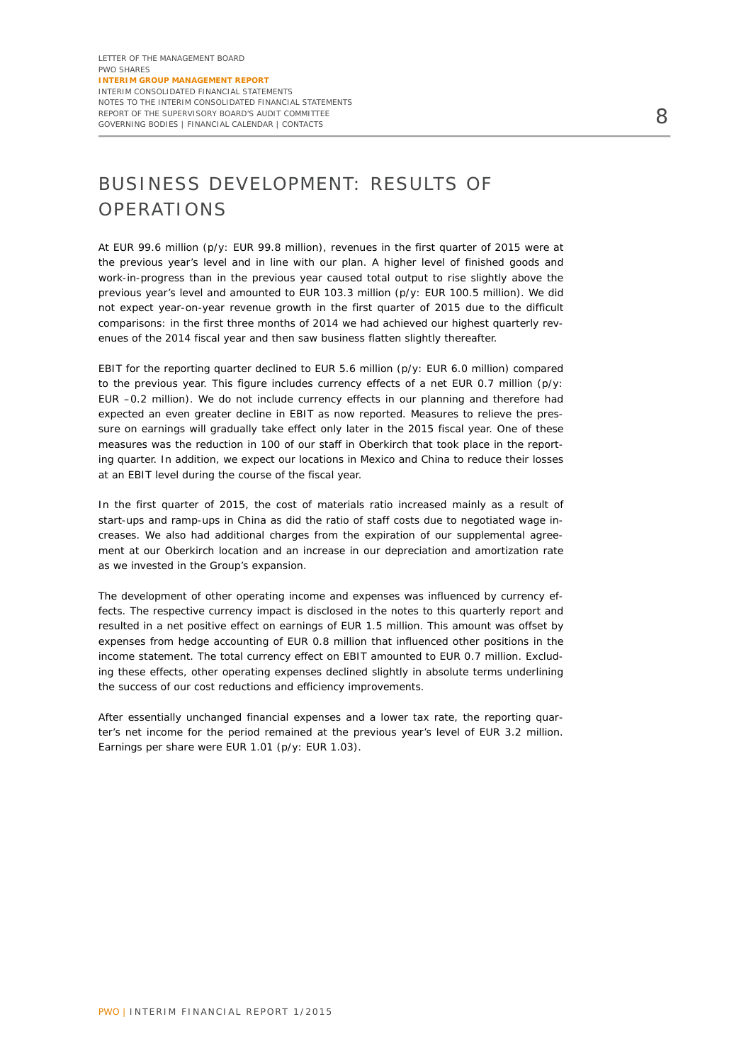# BUSINESS DEVELOPMENT: RESULTS OF OPERATIONS

At EUR 99.6 million (p/y: EUR 99.8 million), revenues in the first quarter of 2015 were at the previous year's level and in line with our plan. A higher level of finished goods and work-in-progress than in the previous year caused total output to rise slightly above the previous year's level and amounted to EUR 103.3 million (p/y: EUR 100.5 million). We did not expect year-on-year revenue growth in the first quarter of 2015 due to the difficult comparisons: in the first three months of 2014 we had achieved our highest quarterly revenues of the 2014 fiscal year and then saw business flatten slightly thereafter.

EBIT for the reporting quarter declined to EUR 5.6 million (p/y: EUR 6.0 million) compared to the previous year. This figure includes currency effects of a net EUR 0.7 million (p/y: EUR –0.2 million). We do not include currency effects in our planning and therefore had expected an even greater decline in EBIT as now reported. Measures to relieve the pressure on earnings will gradually take effect only later in the 2015 fiscal year. One of these measures was the reduction in 100 of our staff in Oberkirch that took place in the reporting quarter. In addition, we expect our locations in Mexico and China to reduce their losses at an EBIT level during the course of the fiscal year.

In the first quarter of 2015, the cost of materials ratio increased mainly as a result of start-ups and ramp-ups in China as did the ratio of staff costs due to negotiated wage increases. We also had additional charges from the expiration of our supplemental agreement at our Oberkirch location and an increase in our depreciation and amortization rate as we invested in the Group's expansion.

The development of other operating income and expenses was influenced by currency effects. The respective currency impact is disclosed in the notes to this quarterly report and resulted in a net positive effect on earnings of EUR 1.5 million. This amount was offset by expenses from hedge accounting of EUR 0.8 million that influenced other positions in the income statement. The total currency effect on EBIT amounted to EUR 0.7 million. Excluding these effects, other operating expenses declined slightly in absolute terms underlining the success of our cost reductions and efficiency improvements.

After essentially unchanged financial expenses and a lower tax rate, the reporting quarter's net income for the period remained at the previous year's level of EUR 3.2 million. Earnings per share were EUR 1.01 (p/y: EUR 1.03).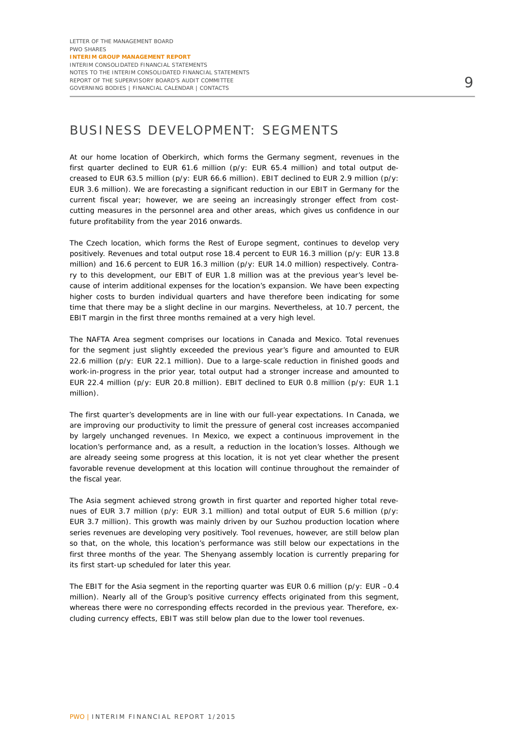# BUSINESS DEVELOPMENT: SEGMENTS

At our home location of Oberkirch, which forms the Germany segment, revenues in the first quarter declined to EUR 61.6 million (p/y: EUR 65.4 million) and total output decreased to EUR 63.5 million (p/y: EUR 66.6 million). EBIT declined to EUR 2.9 million (p/y: EUR 3.6 million). We are forecasting a significant reduction in our EBIT in Germany for the current fiscal year; however, we are seeing an increasingly stronger effect from cost-cutting measures in the personnel area and other areas, which gives us confidence in our future profitability from the year 2016 onwards.

The Czech location, which forms the Rest of Europe segment, continues to develop very positively. Revenues and total output rose 18.4 percent to EUR 16.3 million (p/y: EUR 13.8 million) and 16.6 percent to EUR 16.3 million (p/y: EUR 14.0 million) respectively. Contrary to this development, our EBIT of EUR 1.8 million was at the previous year's level because of interim additional expenses for the location's expansion. We have been expecting higher costs to burden individual quarters and have therefore been indicating for some time that there may be a slight decline in our margins. Nevertheless, at 10.7 percent, the EBIT margin in the first three months remained at a very high level.

The NAFTA Area segment comprises our locations in Canada and Mexico. Total revenues for the segment just slightly exceeded the previous year's figure and amounted to EUR 22.6 million (p/y: EUR 22.1 million). Due to a large-scale reduction in finished goods and work-in-progress in the prior year, total output had a stronger increase and amounted to EUR 22.4 million (p/y: EUR 20.8 million). EBIT declined to EUR 0.8 million (p/y: EUR 1.1 million).

The first quarter's developments are in line with our full-year expectations. In Canada, we are improving our productivity to limit the pressure of general cost increases accompanied by largely unchanged revenues. In Mexico, we expect a continuous improvement in the location's performance and, as a result, a reduction in the location's losses. Although we are already seeing some progress at this location, it is not yet clear whether the present favorable revenue development at this location will continue throughout the remainder of the fiscal year.

The Asia segment achieved strong growth in first quarter and reported higher total revenues of EUR 3.7 million (p/y: EUR 3.1 million) and total output of EUR 5.6 million (p/y: EUR 3.7 million). This growth was mainly driven by our Suzhou production location where series revenues are developing very positively. Tool revenues, however, are still below plan so that, on the whole, this location's performance was still below our expectations in the first three months of the year. The Shenyang assembly location is currently preparing for its first start-up scheduled for later this year.

The EBIT for the Asia segment in the reporting quarter was EUR 0.6 million (p/y: EUR –0.4 million). Nearly all of the Group's positive currency effects originated from this segment, whereas there were no corresponding effects recorded in the previous year. Therefore, excluding currency effects, EBIT was still below plan due to the lower tool revenues.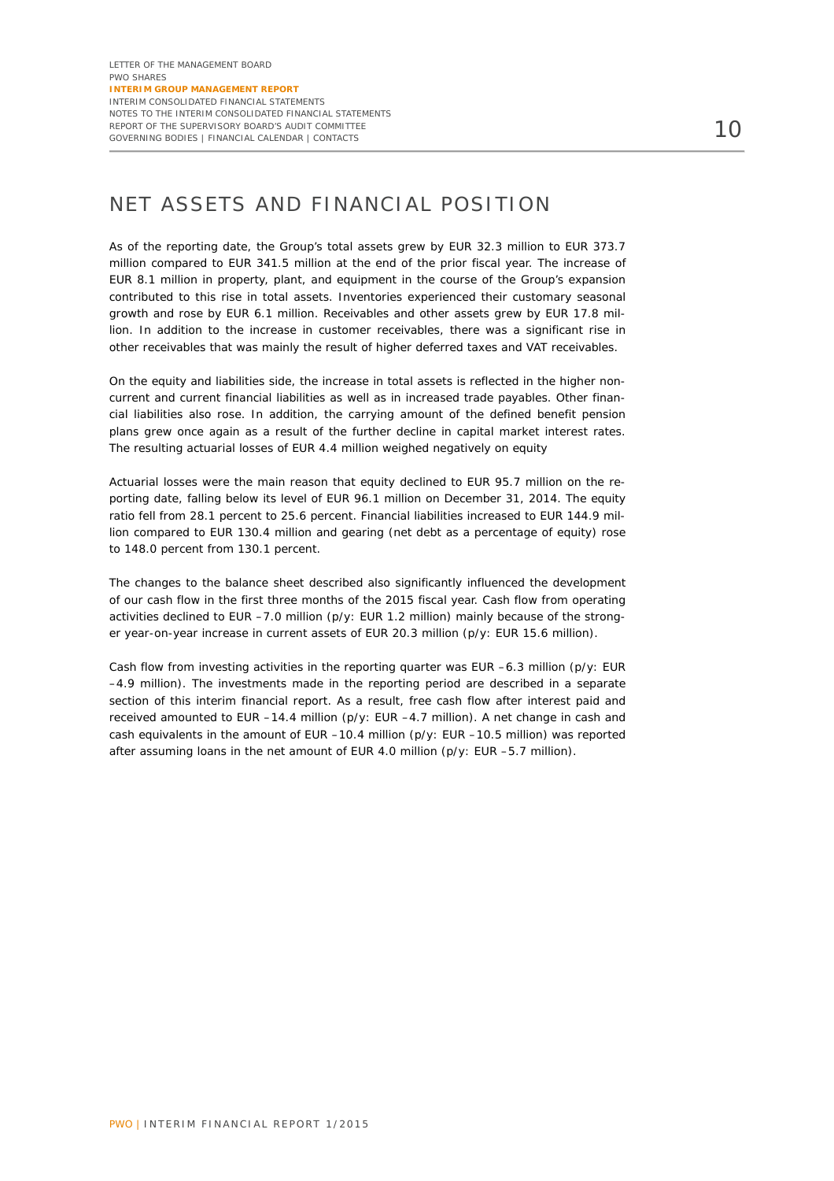# NET ASSETS AND FINANCIAL POSITION

As of the reporting date, the Group's total assets grew by EUR 32.3 million to EUR 373.7 million compared to EUR 341.5 million at the end of the prior fiscal year. The increase of EUR 8.1 million in property, plant, and equipment in the course of the Group's expansion contributed to this rise in total assets. Inventories experienced their customary seasonal growth and rose by EUR 6.1 million. Receivables and other assets grew by EUR 17.8 million. In addition to the increase in customer receivables, there was a significant rise in other receivables that was mainly the result of higher deferred taxes and VAT receivables.

On the equity and liabilities side, the increase in total assets is reflected in the higher non-current and current financial liabilities as well as in increased trade payables. Other financial liabilities also rose. In addition, the carrying amount of the defined benefit pension plans grew once again as a result of the further decline in capital market interest rates. The resulting actuarial losses of EUR 4.4 million weighed negatively on equity

Actuarial losses were the main reason that equity declined to EUR 95.7 million on the reporting date, falling below its level of EUR 96.1 million on December 31, 2014. The equity ratio fell from 28.1 percent to 25.6 percent. Financial liabilities increased to EUR 144.9 million compared to EUR 130.4 million and gearing (net debt as a percentage of equity) rose to 148.0 percent from 130.1 percent.

The changes to the balance sheet described also significantly influenced the development of our cash flow in the first three months of the 2015 fiscal year. Cash flow from operating activities declined to EUR –7.0 million (p/y: EUR 1.2 million) mainly because of the stronger year-on-year increase in current assets of EUR 20.3 million (p/y: EUR 15.6 million).

Cash flow from investing activities in the reporting quarter was EUR –6.3 million (p/y: EUR –4.9 million). The investments made in the reporting period are described in a separate section of this interim financial report. As a result, free cash flow after interest paid and received amounted to EUR –14.4 million (p/y: EUR –4.7 million). A net change in cash and cash equivalents in the amount of EUR –10.4 million (p/y: EUR –10.5 million) was reported after assuming loans in the net amount of EUR 4.0 million (p/y: EUR –5.7 million).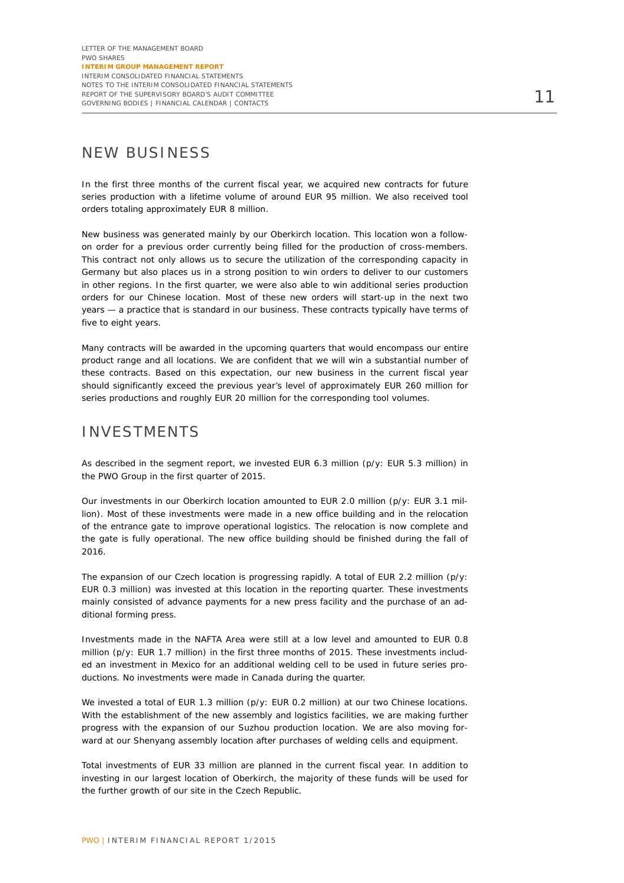## NEW BUSINESS

In the first three months of the current fiscal year, we acquired new contracts for future series production with a lifetime volume of around EUR 95 million. We also received tool orders totaling approximately EUR 8 million.

New business was generated mainly by our Oberkirch location. This location won a follow-on order for a previous order currently being filled for the production of cross-members. This contract not only allows us to secure the utilization of the corresponding capacity in Germany but also places us in a strong position to win orders to deliver to our customers in other regions. In the first quarter, we were also able to win additional series production orders for our Chinese location. Most of these new orders will start-up in the next two years — a practice that is standard in our business. These contracts typically have terms of five to eight years.

Many contracts will be awarded in the upcoming quarters that would encompass our entire product range and all locations. We are confident that we will win a substantial number of these contracts. Based on this expectation, our new business in the current fiscal year should significantly exceed the previous year's level of approximately EUR 260 million for series productions and roughly EUR 20 million for the corresponding tool volumes.

## INVESTMENTS

As described in the segment report, we invested EUR 6.3 million (p/y: EUR 5.3 million) in the PWO Group in the first quarter of 2015.

Our investments in our Oberkirch location amounted to EUR 2.0 million (p/y: EUR 3.1 million). Most of these investments were made in a new office building and in the relocation of the entrance gate to improve operational logistics. The relocation is now complete and the gate is fully operational. The new office building should be finished during the fall of 2016.

The expansion of our Czech location is progressing rapidly. A total of EUR 2.2 million (p/y: EUR 0.3 million) was invested at this location in the reporting quarter. These investments mainly consisted of advance payments for a new press facility and the purchase of an additional forming press.

Investments made in the NAFTA Area were still at a low level and amounted to EUR 0.8 million (p/y: EUR 1.7 million) in the first three months of 2015. These investments included an investment in Mexico for an additional welding cell to be used in future series productions. No investments were made in Canada during the quarter.

We invested a total of EUR 1.3 million (p/y: EUR 0.2 million) at our two Chinese locations. With the establishment of the new assembly and logistics facilities, we are making further progress with the expansion of our Suzhou production location. We are also moving forward at our Shenyang assembly location after purchases of welding cells and equipment.

Total investments of EUR 33 million are planned in the current fiscal year. In addition to investing in our largest location of Oberkirch, the majority of these funds will be used for the further growth of our site in the Czech Republic.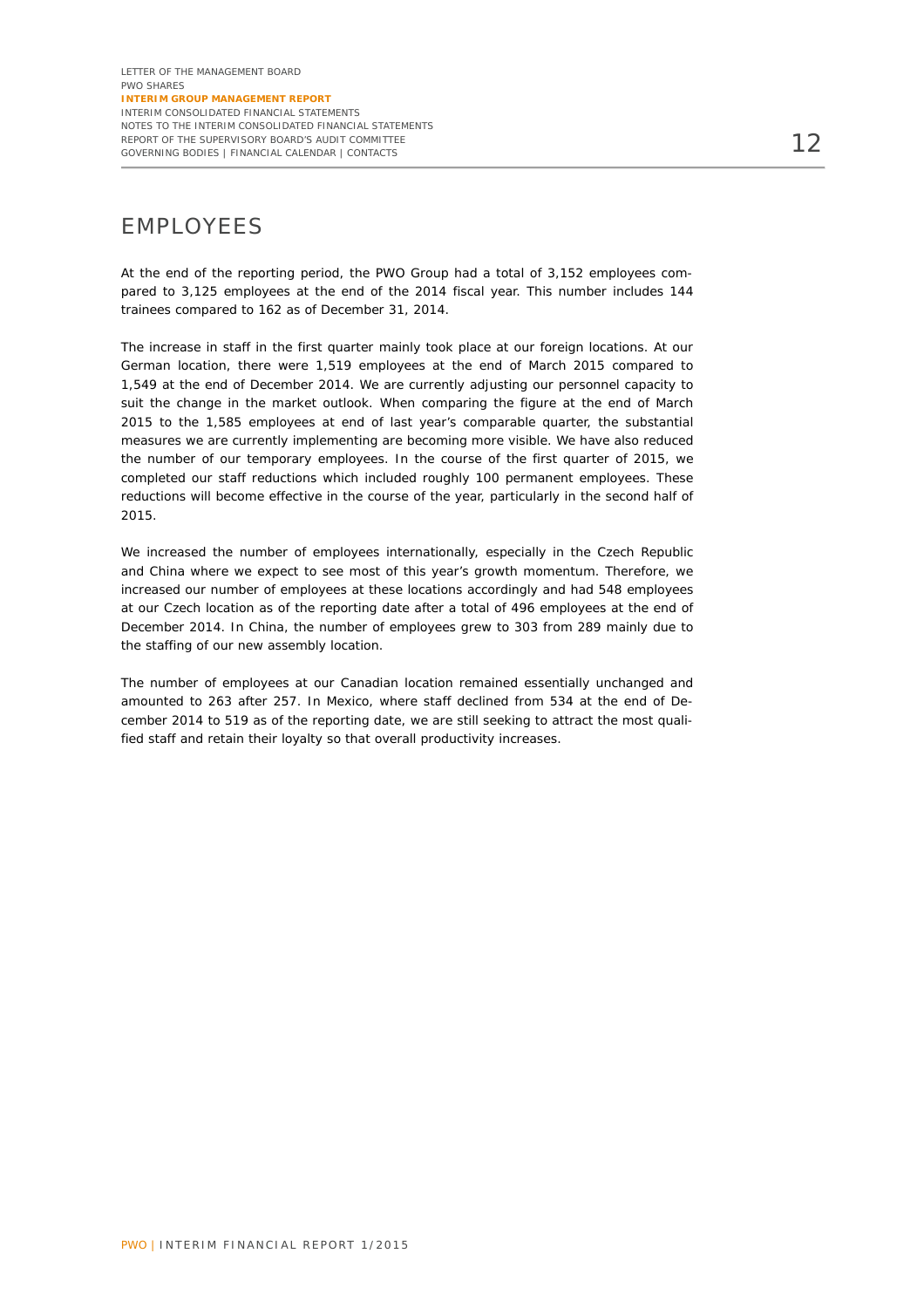# EMPLOYEES

At the end of the reporting period, the PWO Group had a total of 3,152 employees compared to 3,125 employees at the end of the 2014 fiscal year. This number includes 144 trainees compared to 162 as of December 31, 2014.

The increase in staff in the first quarter mainly took place at our foreign locations. At our German location, there were 1,519 employees at the end of March 2015 compared to 1,549 at the end of December 2014. We are currently adjusting our personnel capacity to suit the change in the market outlook. When comparing the figure at the end of March 2015 to the 1,585 employees at end of last year's comparable quarter, the substantial measures we are currently implementing are becoming more visible. We have also reduced the number of our temporary employees. In the course of the first quarter of 2015, we completed our staff reductions which included roughly 100 permanent employees. These reductions will become effective in the course of the year, particularly in the second half of 2015.

We increased the number of employees internationally, especially in the Czech Republic and China where we expect to see most of this year's growth momentum. Therefore, we increased our number of employees at these locations accordingly and had 548 employees at our Czech location as of the reporting date after a total of 496 employees at the end of December 2014. In China, the number of employees grew to 303 from 289 mainly due to the staffing of our new assembly location.

The number of employees at our Canadian location remained essentially unchanged and amounted to 263 after 257. In Mexico, where staff declined from 534 at the end of December 2014 to 519 as of the reporting date, we are still seeking to attract the most qualified staff and retain their loyalty so that overall productivity increases.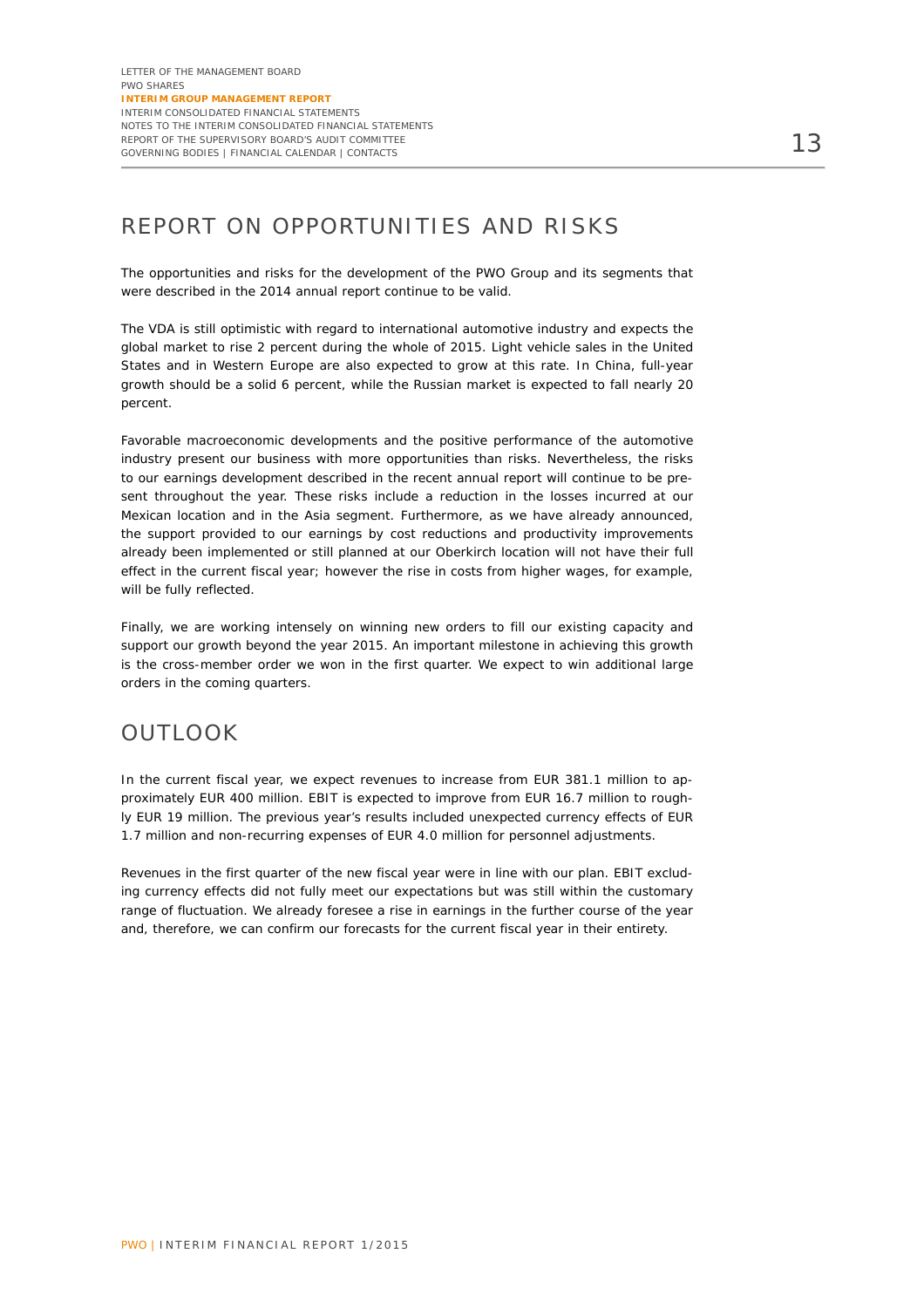# REPORT ON OPPORTUNITIES AND RISKS

The opportunities and risks for the development of the PWO Group and its segments that were described in the 2014 annual report continue to be valid.

The VDA is still optimistic with regard to international automotive industry and expects the global market to rise 2 percent during the whole of 2015. Light vehicle sales in the United States and in Western Europe are also expected to grow at this rate. In China, full-year growth should be a solid 6 percent, while the Russian market is expected to fall nearly 20 percent.

Favorable macroeconomic developments and the positive performance of the automotive industry present our business with more opportunities than risks. Nevertheless, the risks to our earnings development described in the recent annual report will continue to be present throughout the year. These risks include a reduction in the losses incurred at our Mexican location and in the Asia segment. Furthermore, as we have already announced, the support provided to our earnings by cost reductions and productivity improvements already been implemented or still planned at our Oberkirch location will not have their full effect in the current fiscal year; however the rise in costs from higher wages, for example, will be fully reflected.

Finally, we are working intensely on winning new orders to fill our existing capacity and support our growth beyond the year 2015. An important milestone in achieving this growth is the cross-member order we won in the first quarter. We expect to win additional large orders in the coming quarters.

# OUTLOOK

In the current fiscal year, we expect revenues to increase from EUR 381.1 million to approximately EUR 400 million. EBIT is expected to improve from EUR 16.7 million to roughly EUR 19 million. The previous year's results included unexpected currency effects of EUR 1.7 million and non-recurring expenses of EUR 4.0 million for personnel adjustments.

Revenues in the first quarter of the new fiscal year were in line with our plan. EBIT excluding currency effects did not fully meet our expectations but was still within the customary range of fluctuation. We already foresee a rise in earnings in the further course of the year and, therefore, we can confirm our forecasts for the current fiscal year in their entirety.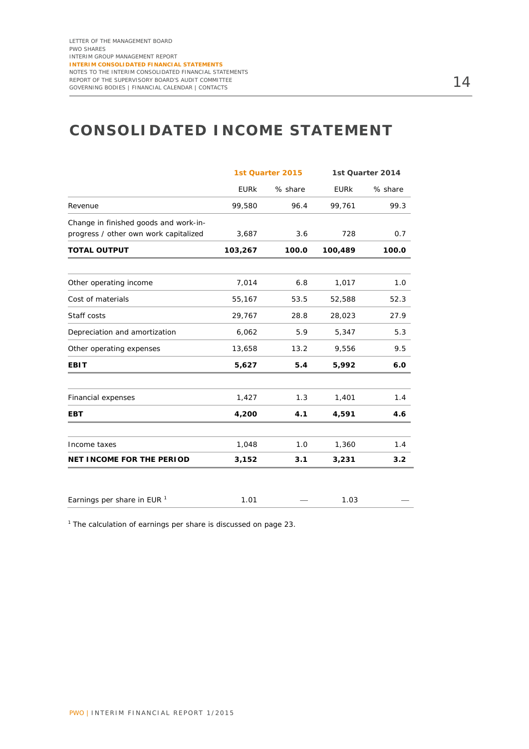# CONSOLIDATED INCOME STATEMENT

| | 1st Quarter 2015 | | 1st Quarter 2014 | |
|---|---|---|---|---|
| | EURk | % share | EURk | % share |
| Revenue | 99,580 | 96.4 | 99,761 | 99.3 |
| Change in finished goods and work-in-progress / other own work capitalized | 3,687 | 3.6 | 728 | 0.7 |
| **TOTAL OUTPUT** | **103,267** | **100.0** | **100,489** | **100.0** |
| Other operating income | 7,014 | 6.8 | 1,017 | 1.0 |
| Cost of materials | 55,167 | 53.5 | 52,588 | 52.3 |
| Staff costs | 29,767 | 28.8 | 28,023 | 27.9 |
| Depreciation and amortization | 6,062 | 5.9 | 5,347 | 5.3 |
| Other operating expenses | 13,658 | 13.2 | 9,556 | 9.5 |
| **EBIT** | **5,627** | **5.4** | **5,992** | **6.0** |
| Financial expenses | 1,427 | 1.3 | 1,401 | 1.4 |
| **EBT** | **4,200** | **4.1** | **4,591** | **4.6** |
| Income taxes | 1,048 | 1.0 | 1,360 | 1.4 |
| **NET INCOME FOR THE PERIOD** | **3,152** | **3.1** | **3,231** | **3.2** |
| Earnings per share in EUR [1] | 1.01 | — | 1.03 | — |

[1] The calculation of earnings per share is discussed on page 23.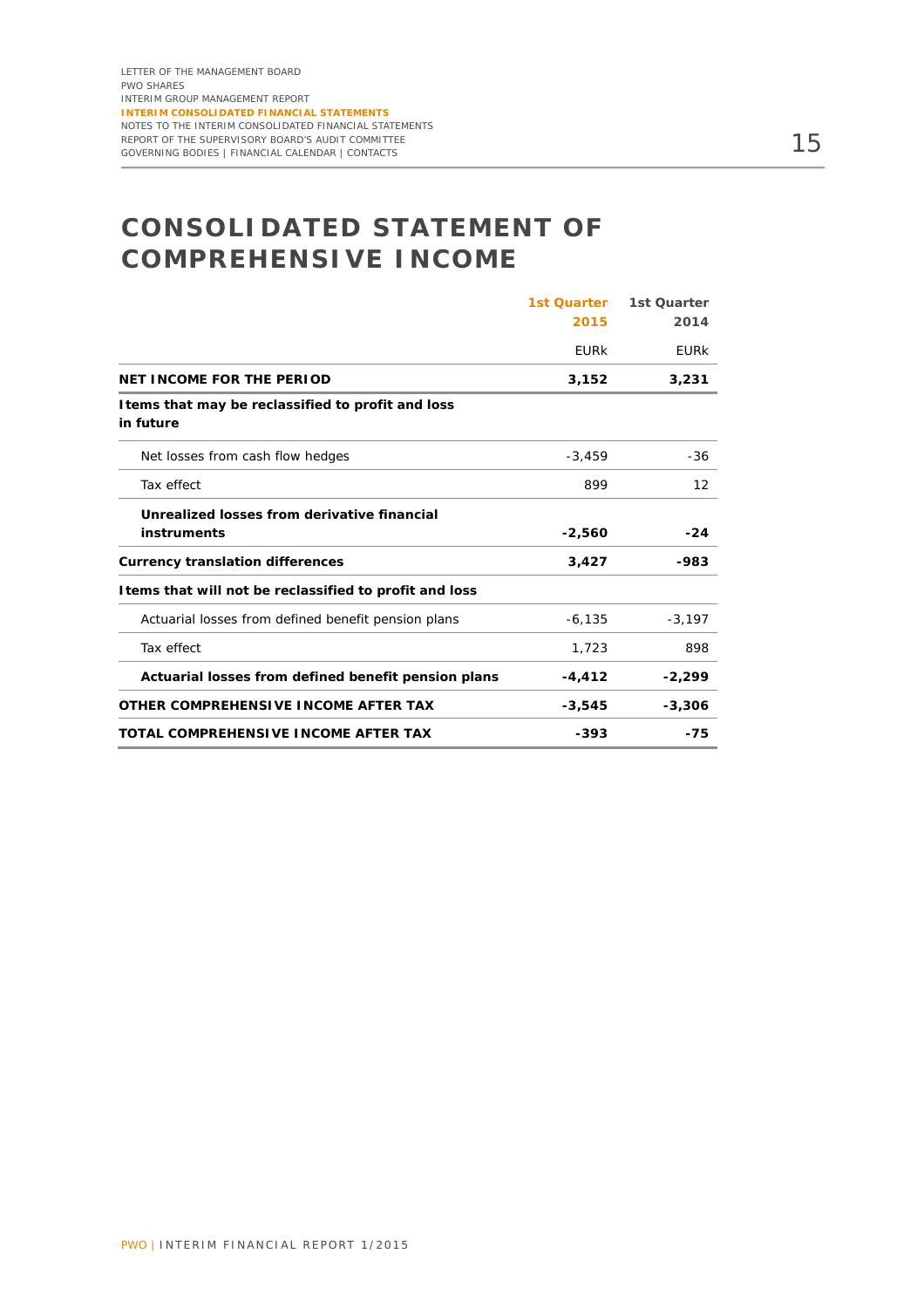# CONSOLIDATED STATEMENT OF COMPREHENSIVE INCOME

| | 1st Quarter 2015 | 1st Quarter 2014 |
|---|---|---|
| | EURk | EURk |
| **NET INCOME FOR THE PERIOD** | **3,152** | **3,231** |
| **Items that may be reclassified to profit and loss in future** | | |
| Net losses from cash flow hedges | -3,459 | -36 |
| Tax effect | 899 | 12 |
| **Unrealized losses from derivative financial instruments** | **-2,560** | **-24** |
| **Currency translation differences** | **3,427** | **-983** |
| **Items that will not be reclassified to profit and loss** | | |
| Actuarial losses from defined benefit pension plans | -6,135 | -3,197 |
| Tax effect | 1,723 | 898 |
| **Actuarial losses from defined benefit pension plans** | **-4,412** | **-2,299** |
| **OTHER COMPREHENSIVE INCOME AFTER TAX** | **-3,545** | **-3,306** |
| **TOTAL COMPREHENSIVE INCOME AFTER TAX** | **-393** | **-75** |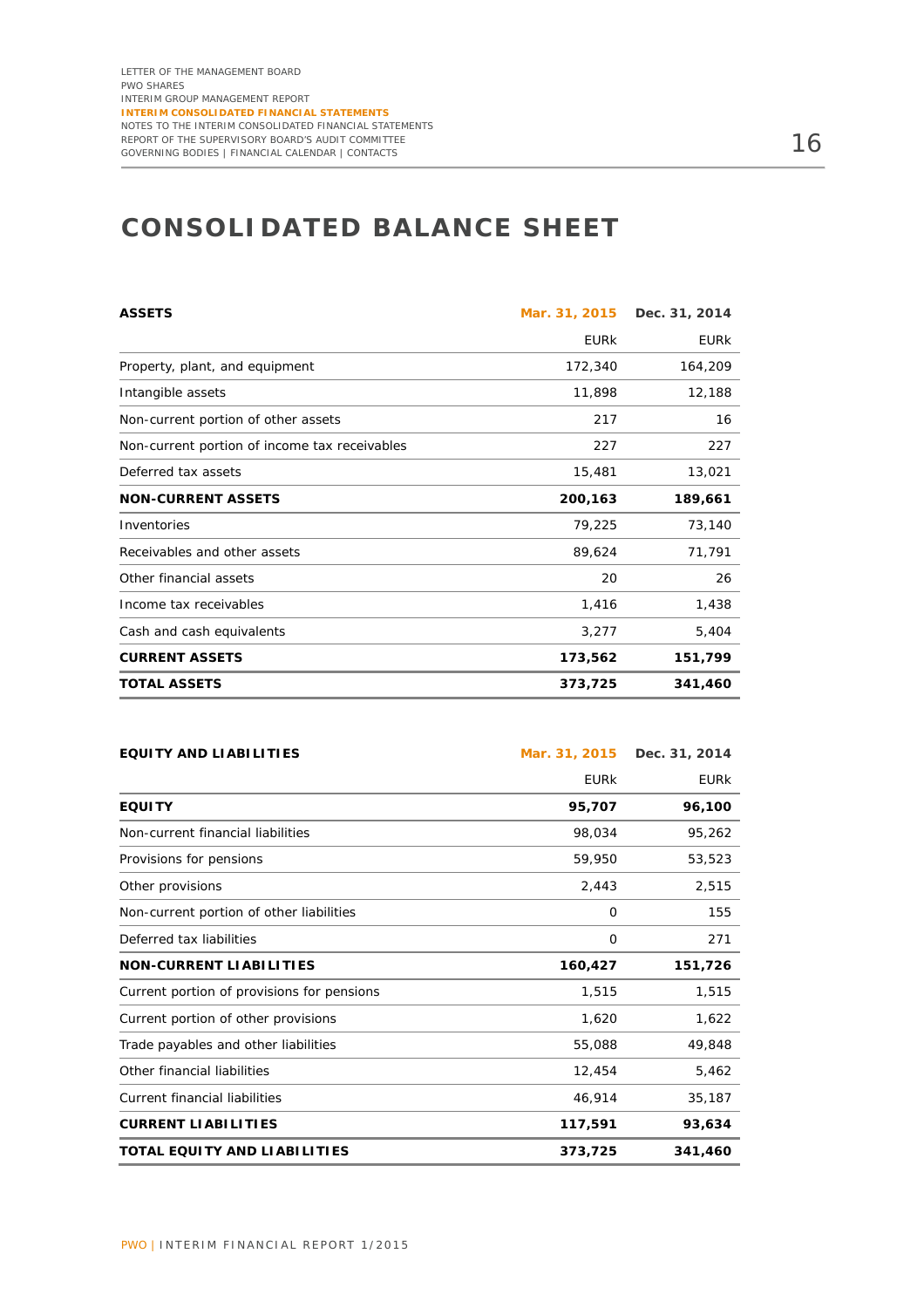# CONSOLIDATED BALANCE SHEET

| ASSETS | Mar. 31, 2015 | Dec. 31, 2014 |
|---|---|---|
| | EURk | EURk |
| Property, plant, and equipment | 172,340 | 164,209 |
| Intangible assets | 11,898 | 12,188 |
| Non-current portion of other assets | 217 | 16 |
| Non-current portion of income tax receivables | 227 | 227 |
| Deferred tax assets | 15,481 | 13,021 |
| **NON-CURRENT ASSETS** | **200,163** | **189,661** |
| Inventories | 79,225 | 73,140 |
| Receivables and other assets | 89,624 | 71,791 |
| Other financial assets | 20 | 26 |
| Income tax receivables | 1,416 | 1,438 |
| Cash and cash equivalents | 3,277 | 5,404 |
| **CURRENT ASSETS** | **173,562** | **151,799** |
| **TOTAL ASSETS** | **373,725** | **341,460** |

| EQUITY AND LIABILITIES | Mar. 31, 2015 | Dec. 31, 2014 |
|---|---|---|
| | EURk | EURk |
| **EQUITY** | **95,707** | **96,100** |
| Non-current financial liabilities | 98,034 | 95,262 |
| Provisions for pensions | 59,950 | 53,523 |
| Other provisions | 2,443 | 2,515 |
| Non-current portion of other liabilities | 0 | 155 |
| Deferred tax liabilities | 0 | 271 |
| **NON-CURRENT LIABILITIES** | **160,427** | **151,726** |
| Current portion of provisions for pensions | 1,515 | 1,515 |
| Current portion of other provisions | 1,620 | 1,622 |
| Trade payables and other liabilities | 55,088 | 49,848 |
| Other financial liabilities | 12,454 | 5,462 |
| Current financial liabilities | 46,914 | 35,187 |
| **CURRENT LIABILITIES** | **117,591** | **93,634** |
| **TOTAL EQUITY AND LIABILITIES** | **373,725** | **341,460** |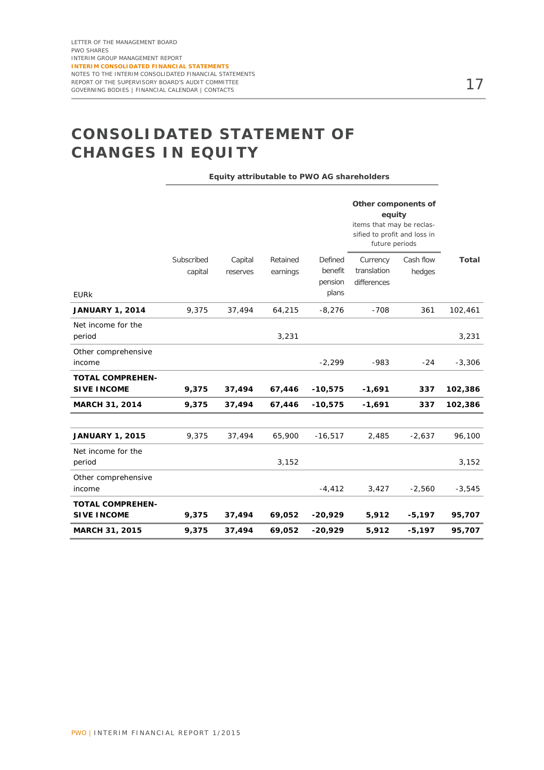# CONSOLIDATED STATEMENT OF CHANGES IN EQUITY

| | Equity attributable to PWO AG shareholders | | | | | | |
|---|---|---|---|---|---|---|---|
| | | | | | **Other components of equity** items that may be reclassified to profit and loss in future periods | | |
| EURk | Subscribed capital | Capital reserves | Retained earnings | Defined benefit pension plans | Currency translation differences | Cash flow hedges | **Total** |
| **JANUARY 1, 2014** | 9,375 | 37,494 | 64,215 | -8,276 | -708 | 361 | 102,461 |
| Net income for the period | | | 3,231 | | | | 3,231 |
| Other comprehensive income | | | | -2,299 | -983 | -24 | -3,306 |
| **TOTAL COMPREHENSIVE INCOME** | **9,375** | **37,494** | **67,446** | **-10,575** | **-1,691** | **337** | **102,386** |
| **MARCH 31, 2014** | **9,375** | **37,494** | **67,446** | **-10,575** | **-1,691** | **337** | **102,386** |
| | | | | | | | |
| **JANUARY 1, 2015** | 9,375 | 37,494 | 65,900 | -16,517 | 2,485 | -2,637 | 96,100 |
| Net income for the period | | | 3,152 | | | | 3,152 |
| Other comprehensive income | | | | -4,412 | 3,427 | -2,560 | -3,545 |
| **TOTAL COMPREHENSIVE INCOME** | **9,375** | **37,494** | **69,052** | **-20,929** | **5,912** | **-5,197** | **95,707** |
| **MARCH 31, 2015** | **9,375** | **37,494** | **69,052** | **-20,929** | **5,912** | **-5,197** | **95,707** |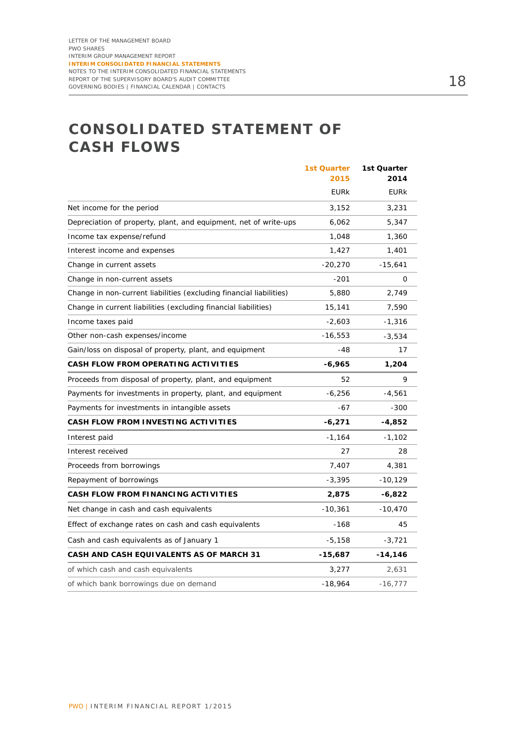# CONSOLIDATED STATEMENT OF CASH FLOWS

| | 1st Quarter 2015 | 1st Quarter 2014 |
|---|---|---|
| | EURk | EURk |
| Net income for the period | 3,152 | 3,231 |
| Depreciation of property, plant, and equipment, net of write-ups | 6,062 | 5,347 |
| Income tax expense/refund | 1,048 | 1,360 |
| Interest income and expenses | 1,427 | 1,401 |
| Change in current assets | -20,270 | -15,641 |
| Change in non-current assets | -201 | 0 |
| Change in non-current liabilities (excluding financial liabilities) | 5,880 | 2,749 |
| Change in current liabilities (excluding financial liabilities) | 15,141 | 7,590 |
| Income taxes paid | -2,603 | -1,316 |
| Other non-cash expenses/income | -16,553 | -3,534 |
| Gain/loss on disposal of property, plant, and equipment | -48 | 17 |
| **CASH FLOW FROM OPERATING ACTIVITIES** | **-6,965** | **1,204** |
| Proceeds from disposal of property, plant, and equipment | 52 | 9 |
| Payments for investments in property, plant, and equipment | -6,256 | -4,561 |
| Payments for investments in intangible assets | -67 | -300 |
| **CASH FLOW FROM INVESTING ACTIVITIES** | **-6,271** | **-4,852** |
| Interest paid | -1,164 | -1,102 |
| Interest received | 27 | 28 |
| Proceeds from borrowings | 7,407 | 4,381 |
| Repayment of borrowings | -3,395 | -10,129 |
| **CASH FLOW FROM FINANCING ACTIVITIES** | **2,875** | **-6,822** |
| Net change in cash and cash equivalents | -10,361 | -10,470 |
| Effect of exchange rates on cash and cash equivalents | -168 | 45 |
| Cash and cash equivalents as of January 1 | -5,158 | -3,721 |
| **CASH AND CASH EQUIVALENTS AS OF MARCH 31** | **-15,687** | **-14,146** |
| of which cash and cash equivalents | 3,277 | 2,631 |
| of which bank borrowings due on demand | -18,964 | -16,777 |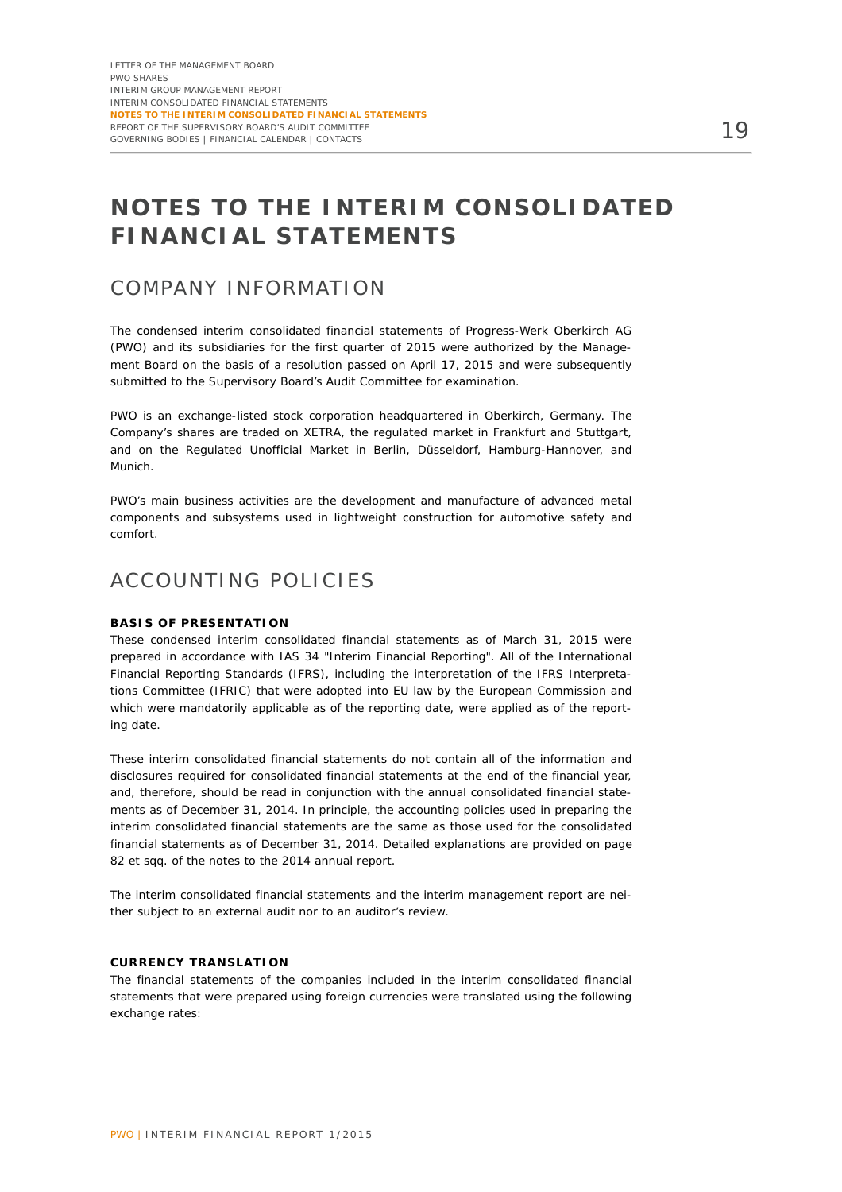# NOTES TO THE INTERIM CONSOLIDATED FINANCIAL STATEMENTS

## COMPANY INFORMATION

The condensed interim consolidated financial statements of Progress-Werk Oberkirch AG (PWO) and its subsidiaries for the first quarter of 2015 were authorized by the Management Board on the basis of a resolution passed on April 17, 2015 and were subsequently submitted to the Supervisory Board's Audit Committee for examination.

PWO is an exchange-listed stock corporation headquartered in Oberkirch, Germany. The Company's shares are traded on XETRA, the regulated market in Frankfurt and Stuttgart, and on the Regulated Unofficial Market in Berlin, Düsseldorf, Hamburg-Hannover, and Munich.

PWO's main business activities are the development and manufacture of advanced metal components and subsystems used in lightweight construction for automotive safety and comfort.

## ACCOUNTING POLICIES

### BASIS OF PRESENTATION

These condensed interim consolidated financial statements as of March 31, 2015 were prepared in accordance with IAS 34 "Interim Financial Reporting". All of the International Financial Reporting Standards (IFRS), including the interpretation of the IFRS Interpretations Committee (IFRIC) that were adopted into EU law by the European Commission and which were mandatorily applicable as of the reporting date, were applied as of the reporting date.

These interim consolidated financial statements do not contain all of the information and disclosures required for consolidated financial statements at the end of the financial year, and, therefore, should be read in conjunction with the annual consolidated financial statements as of December 31, 2014. In principle, the accounting policies used in preparing the interim consolidated financial statements are the same as those used for the consolidated financial statements as of December 31, 2014. Detailed explanations are provided on page 82 et sqq. of the notes to the 2014 annual report.

The interim consolidated financial statements and the interim management report are neither subject to an external audit nor to an auditor's review.

### CURRENCY TRANSLATION

The financial statements of the companies included in the interim consolidated financial statements that were prepared using foreign currencies were translated using the following exchange rates: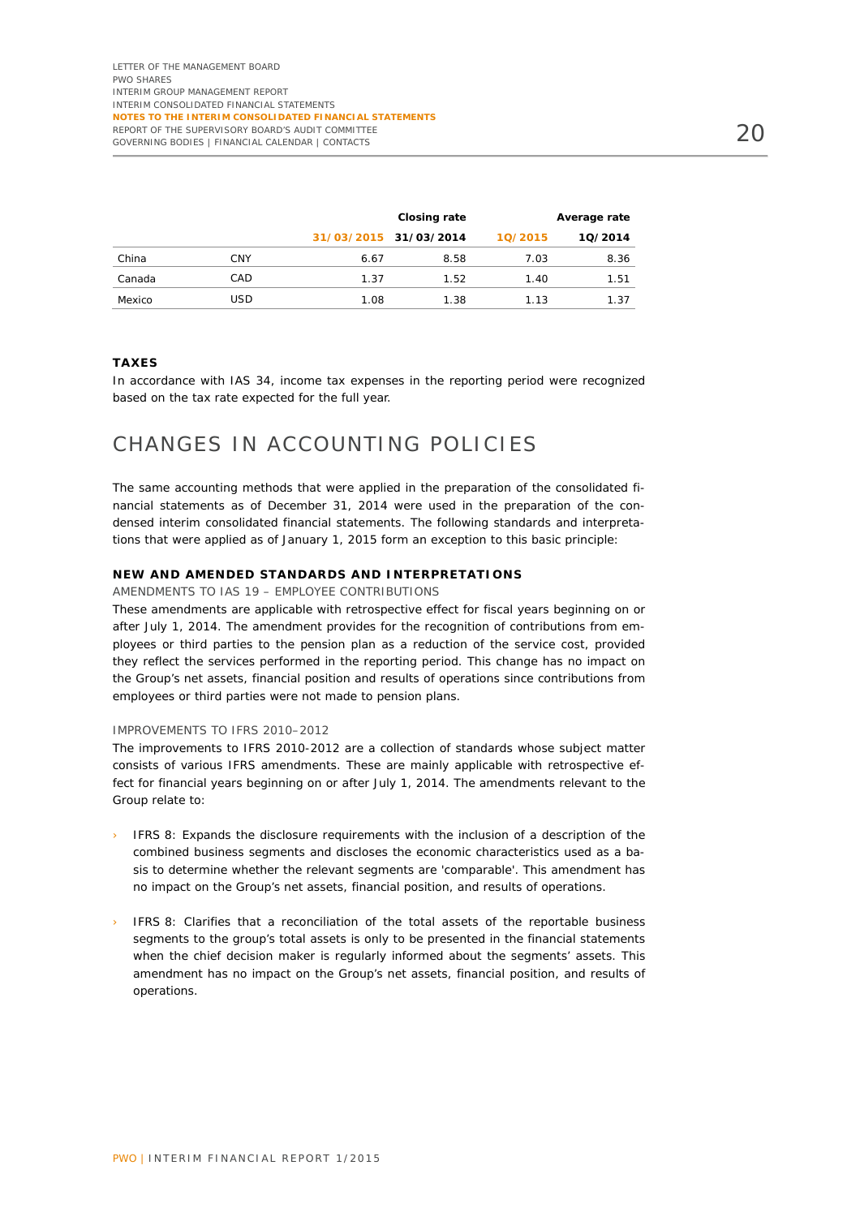| | | Closing rate | | Average rate | |
|---|---|---|---|---|---|
| | | 31/03/2015 | 31/03/2014 | 1Q/2015 | 1Q/2014 |
| China | CNY | 6.67 | 8.58 | 7.03 | 8.36 |
| Canada | CAD | 1.37 | 1.52 | 1.40 | 1.51 |
| Mexico | USD | 1.08 | 1.38 | 1.13 | 1.37 |

### TAXES

In accordance with IAS 34, income tax expenses in the reporting period were recognized based on the tax rate expected for the full year.

## CHANGES IN ACCOUNTING POLICIES

The same accounting methods that were applied in the preparation of the consolidated financial statements as of December 31, 2014 were used in the preparation of the condensed interim consolidated financial statements. The following standards and interpretations that were applied as of January 1, 2015 form an exception to this basic principle:

### NEW AND AMENDED STANDARDS AND INTERPRETATIONS

AMENDMENTS TO IAS 19 – EMPLOYEE CONTRIBUTIONS

These amendments are applicable with retrospective effect for fiscal years beginning on or after July 1, 2014. The amendment provides for the recognition of contributions from employees or third parties to the pension plan as a reduction of the service cost, provided they reflect the services performed in the reporting period. This change has no impact on the Group's net assets, financial position and results of operations since contributions from employees or third parties were not made to pension plans.

IMPROVEMENTS TO IFRS 2010–2012

The improvements to IFRS 2010-2012 are a collection of standards whose subject matter consists of various IFRS amendments. These are mainly applicable with retrospective effect for financial years beginning on or after July 1, 2014. The amendments relevant to the Group relate to:

- IFRS 8: Expands the disclosure requirements with the inclusion of a description of the combined business segments and discloses the economic characteristics used as a basis to determine whether the relevant segments are 'comparable'. This amendment has no impact on the Group's net assets, financial position, and results of operations.
- IFRS 8: Clarifies that a reconciliation of the total assets of the reportable business segments to the group's total assets is only to be presented in the financial statements when the chief decision maker is regularly informed about the segments' assets. This amendment has no impact on the Group's net assets, financial position, and results of operations.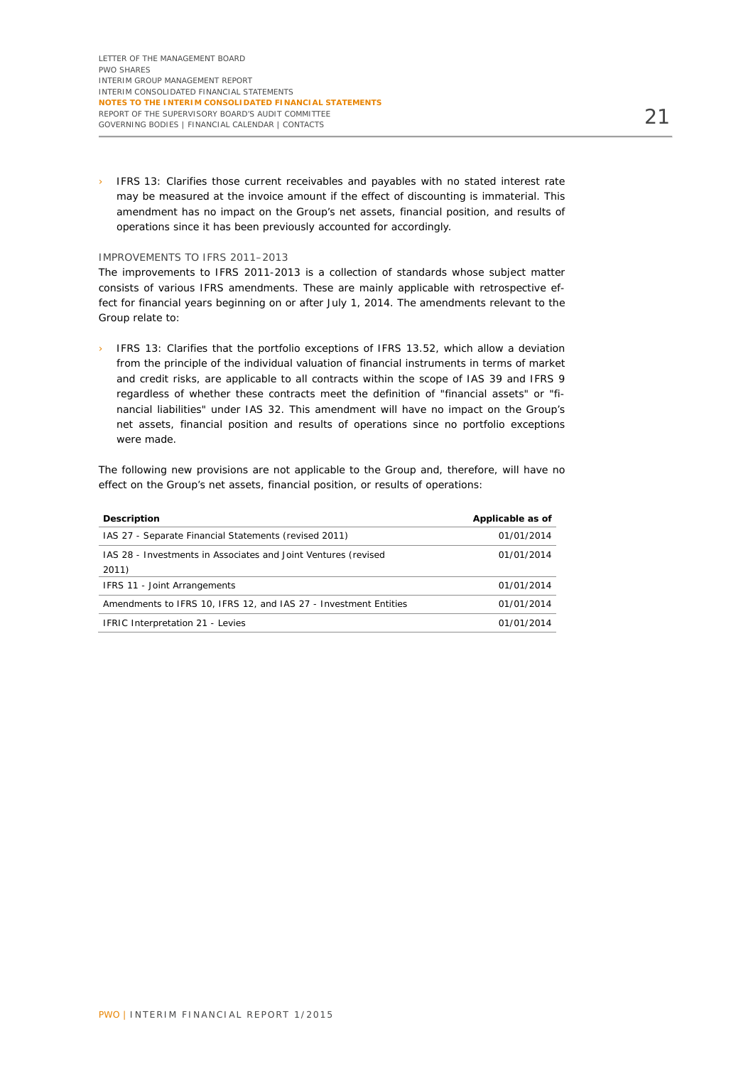- IFRS 13: Clarifies those current receivables and payables with no stated interest rate may be measured at the invoice amount if the effect of discounting is immaterial. This amendment has no impact on the Group's net assets, financial position, and results of operations since it has been previously accounted for accordingly.

### IMPROVEMENTS TO IFRS 2011–2013

The improvements to IFRS 2011-2013 is a collection of standards whose subject matter consists of various IFRS amendments. These are mainly applicable with retrospective effect for financial years beginning on or after July 1, 2014. The amendments relevant to the Group relate to:

- IFRS 13: Clarifies that the portfolio exceptions of IFRS 13.52, which allow a deviation from the principle of the individual valuation of financial instruments in terms of market and credit risks, are applicable to all contracts within the scope of IAS 39 and IFRS 9 regardless of whether these contracts meet the definition of "financial assets" or "financial liabilities" under IAS 32. This amendment will have no impact on the Group's net assets, financial position and results of operations since no portfolio exceptions were made.

The following new provisions are not applicable to the Group and, therefore, will have no effect on the Group's net assets, financial position, or results of operations:

| Description | Applicable as of |
|---|---|
| IAS 27 - Separate Financial Statements (revised 2011) | 01/01/2014 |
| IAS 28 - Investments in Associates and Joint Ventures (revised 2011) | 01/01/2014 |
| IFRS 11 - Joint Arrangements | 01/01/2014 |
| Amendments to IFRS 10, IFRS 12, and IAS 27 - Investment Entities | 01/01/2014 |
| IFRIC Interpretation 21 - Levies | 01/01/2014 |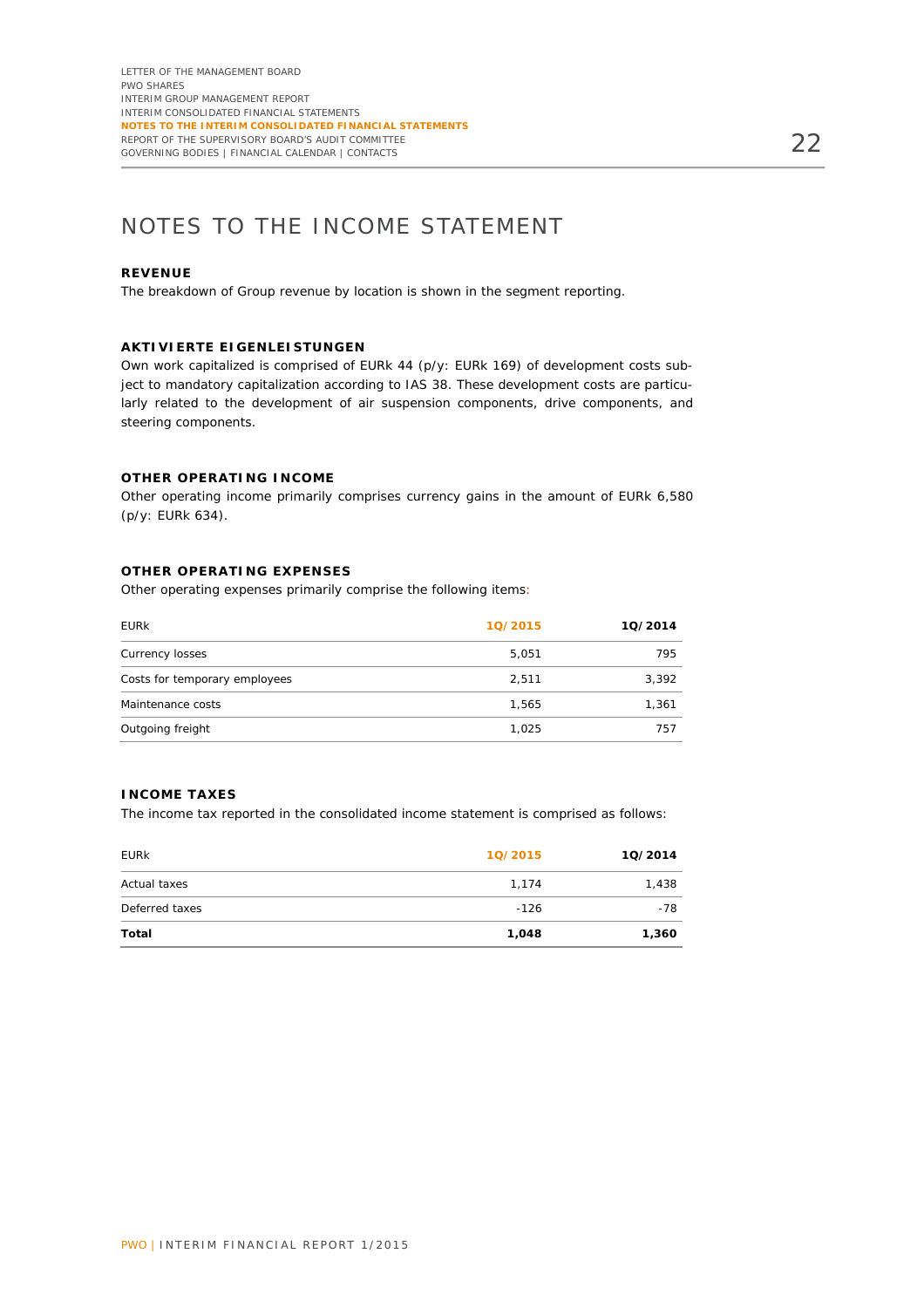# NOTES TO THE INCOME STATEMENT

### REVENUE

The breakdown of Group revenue by location is shown in the segment reporting.

### AKTIVIERTE EIGENLEISTUNGEN

Own work capitalized is comprised of EURk 44 (p/y: EURk 169) of development costs subject to mandatory capitalization according to IAS 38. These development costs are particularly related to the development of air suspension components, drive components, and steering components.

### OTHER OPERATING INCOME

Other operating income primarily comprises currency gains in the amount of EURk 6,580 (p/y: EURk 634).

### OTHER OPERATING EXPENSES

Other operating expenses primarily comprise the following items:

| EURk | 1Q/2015 | 1Q/2014 |
|---|---|---|
| Currency losses | 5,051 | 795 |
| Costs for temporary employees | 2,511 | 3,392 |
| Maintenance costs | 1,565 | 1,361 |
| Outgoing freight | 1,025 | 757 |

### INCOME TAXES

The income tax reported in the consolidated income statement is comprised as follows:

| EURk | 1Q/2015 | 1Q/2014 |
|---|---|---|
| Actual taxes | 1,174 | 1,438 |
| Deferred taxes | -126 | -78 |
| **Total** | **1,048** | **1,360** |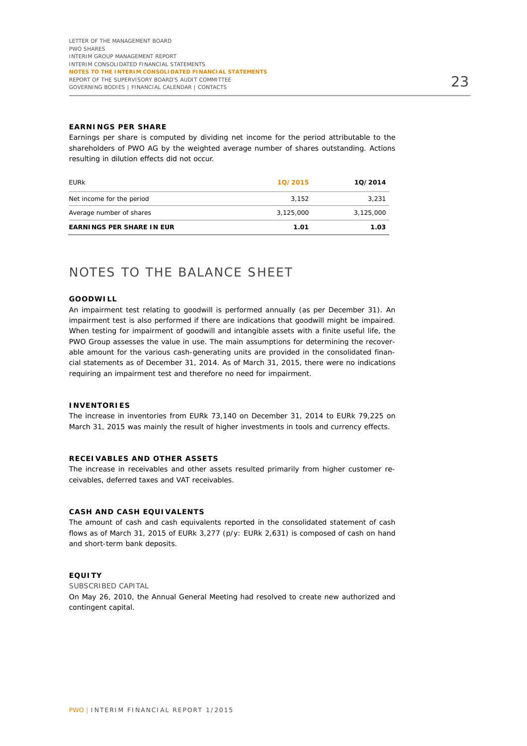**EARNINGS PER SHARE**

Earnings per share is computed by dividing net income for the period attributable to the shareholders of PWO AG by the weighted average number of shares outstanding. Actions resulting in dilution effects did not occur.

| EURk | 1Q/2015 | 1Q/2014 |
|---|---|---|
| Net income for the period | 3,152 | 3,231 |
| Average number of shares | 3,125,000 | 3,125,000 |
| **EARNINGS PER SHARE IN EUR** | **1.01** | **1.03** |

# NOTES TO THE BALANCE SHEET

**GOODWILL**

An impairment test relating to goodwill is performed annually (as per December 31). An impairment test is also performed if there are indications that goodwill might be impaired. When testing for impairment of goodwill and intangible assets with a finite useful life, the PWO Group assesses the value in use. The main assumptions for determining the recoverable amount for the various cash-generating units are provided in the consolidated financial statements as of December 31, 2014. As of March 31, 2015, there were no indications requiring an impairment test and therefore no need for impairment.

**INVENTORIES**

The increase in inventories from EURk 73,140 on December 31, 2014 to EURk 79,225 on March 31, 2015 was mainly the result of higher investments in tools and currency effects.

**RECEIVABLES AND OTHER ASSETS**

The increase in receivables and other assets resulted primarily from higher customer receivables, deferred taxes and VAT receivables.

**CASH AND CASH EQUIVALENTS**

The amount of cash and cash equivalents reported in the consolidated statement of cash flows as of March 31, 2015 of EURk 3,277 (p/y: EURk 2,631) is composed of cash on hand and short-term bank deposits.

**EQUITY**

SUBSCRIBED CAPITAL

On May 26, 2010, the Annual General Meeting had resolved to create new authorized and contingent capital.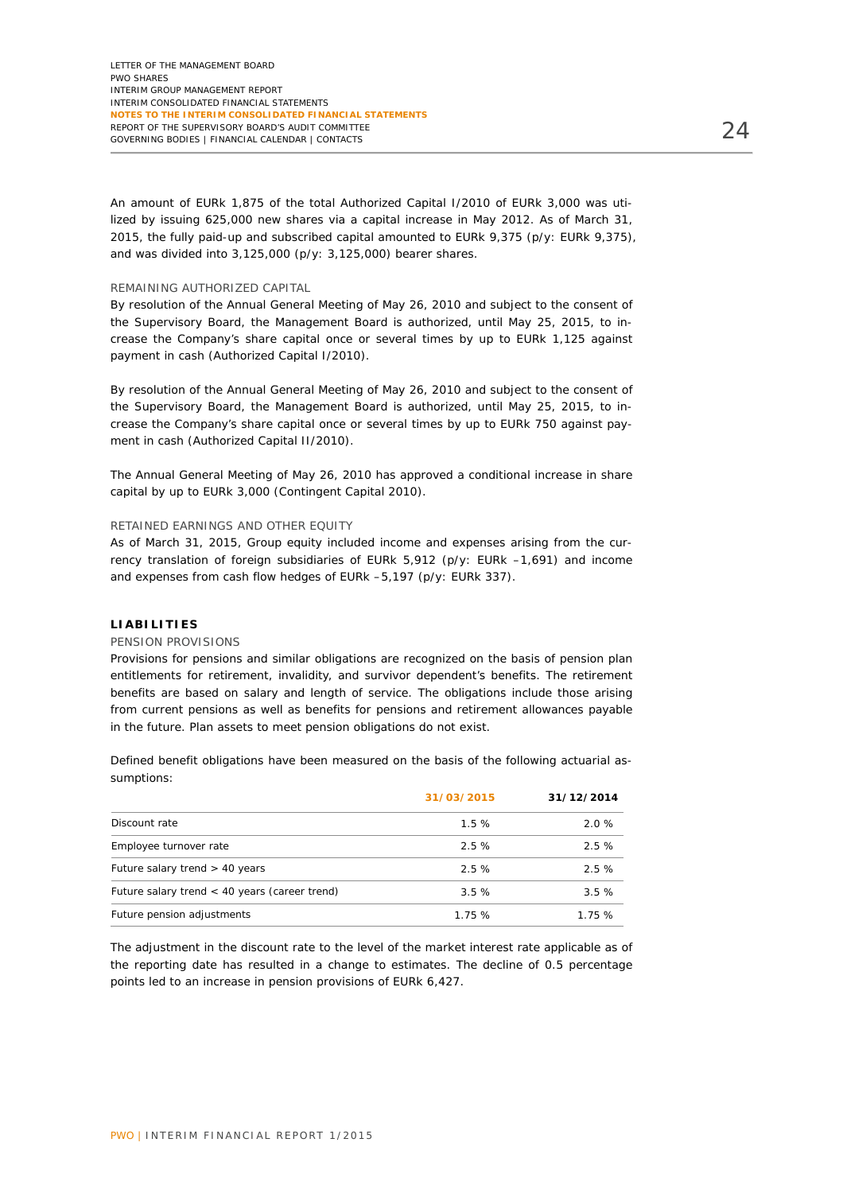An amount of EURk 1,875 of the total Authorized Capital I/2010 of EURk 3,000 was utilized by issuing 625,000 new shares via a capital increase in May 2012. As of March 31, 2015, the fully paid-up and subscribed capital amounted to EURk 9,375 (p/y: EURk 9,375), and was divided into 3,125,000 (p/y: 3,125,000) bearer shares.

### REMAINING AUTHORIZED CAPITAL

By resolution of the Annual General Meeting of May 26, 2010 and subject to the consent of the Supervisory Board, the Management Board is authorized, until May 25, 2015, to increase the Company's share capital once or several times by up to EURk 1,125 against payment in cash (Authorized Capital I/2010).

By resolution of the Annual General Meeting of May 26, 2010 and subject to the consent of the Supervisory Board, the Management Board is authorized, until May 25, 2015, to increase the Company's share capital once or several times by up to EURk 750 against payment in cash (Authorized Capital II/2010).

The Annual General Meeting of May 26, 2010 has approved a conditional increase in share capital by up to EURk 3,000 (Contingent Capital 2010).

### RETAINED EARNINGS AND OTHER EQUITY

As of March 31, 2015, Group equity included income and expenses arising from the currency translation of foreign subsidiaries of EURk 5,912 (p/y: EURk –1,691) and income and expenses from cash flow hedges of EURk –5,197 (p/y: EURk 337).

## LIABILITIES

### PENSION PROVISIONS

Provisions for pensions and similar obligations are recognized on the basis of pension plan entitlements for retirement, invalidity, and survivor dependent's benefits. The retirement benefits are based on salary and length of service. The obligations include those arising from current pensions as well as benefits for pensions and retirement allowances payable in the future. Plan assets to meet pension obligations do not exist.

Defined benefit obligations have been measured on the basis of the following actuarial assumptions:

| | 31/03/2015 | 31/12/2014 |
|---|---|---|
| Discount rate | 1.5 % | 2.0 % |
| Employee turnover rate | 2.5 % | 2.5 % |
| Future salary trend > 40 years | 2.5 % | 2.5 % |
| Future salary trend < 40 years (career trend) | 3.5 % | 3.5 % |
| Future pension adjustments | 1.75 % | 1.75 % |

The adjustment in the discount rate to the level of the market interest rate applicable as of the reporting date has resulted in a change to estimates. The decline of 0.5 percentage points led to an increase in pension provisions of EURk 6,427.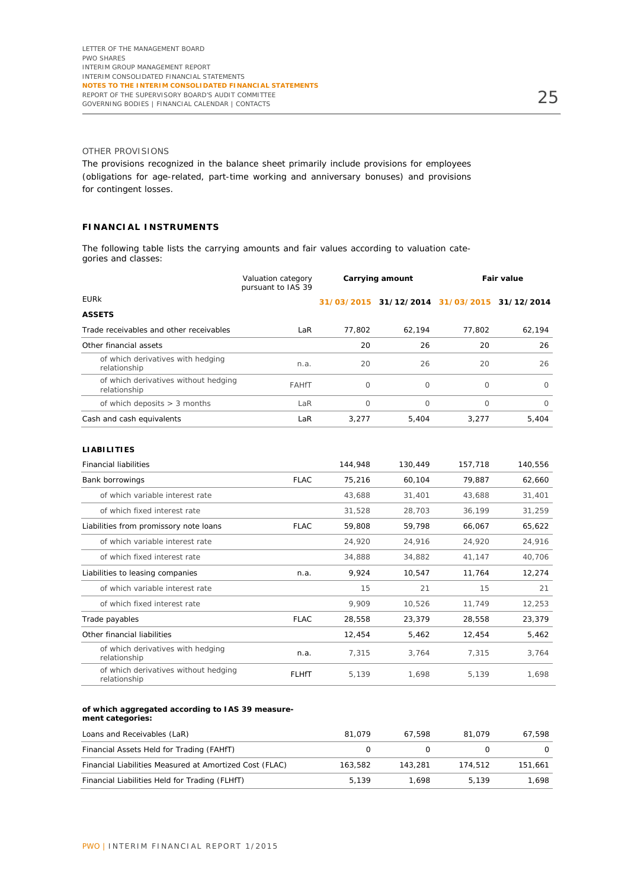OTHER PROVISIONS

The provisions recognized in the balance sheet primarily include provisions for employees (obligations for age-related, part-time working and anniversary bonuses) and provisions for contingent losses.

## FINANCIAL INSTRUMENTS

The following table lists the carrying amounts and fair values according to valuation categories and classes:

| | Valuation category pursuant to IAS 39 | Carrying amount | | Fair value | |
|---|---|---|---|---|---|
| EURk | | 31/03/2015 | 31/12/2014 | 31/03/2015 | 31/12/2014 |
| **ASSETS** | | | | | |
| Trade receivables and other receivables | LaR | 77,802 | 62,194 | 77,802 | 62,194 |
| Other financial assets | | 20 | 26 | 20 | 26 |
| of which derivatives with hedging relationship | n.a. | 20 | 26 | 20 | 26 |
| of which derivatives without hedging relationship | FAHfT | 0 | 0 | 0 | 0 |
| of which deposits > 3 months | LaR | 0 | 0 | 0 | 0 |
| Cash and cash equivalents | LaR | 3,277 | 5,404 | 3,277 | 5,404 |
| **LIABILITIES** | | | | | |
| Financial liabilities | | 144,948 | 130,449 | 157,718 | 140,556 |
| Bank borrowings | FLAC | 75,216 | 60,104 | 79,887 | 62,660 |
| of which variable interest rate | | 43,688 | 31,401 | 43,688 | 31,401 |
| of which fixed interest rate | | 31,528 | 28,703 | 36,199 | 31,259 |
| Liabilities from promissory note loans | FLAC | 59,808 | 59,798 | 66,067 | 65,622 |
| of which variable interest rate | | 24,920 | 24,916 | 24,920 | 24,916 |
| of which fixed interest rate | | 34,888 | 34,882 | 41,147 | 40,706 |
| Liabilities to leasing companies | n.a. | 9,924 | 10,547 | 11,764 | 12,274 |
| of which variable interest rate | | 15 | 21 | 15 | 21 |
| of which fixed interest rate | | 9,909 | 10,526 | 11,749 | 12,253 |
| Trade payables | FLAC | 28,558 | 23,379 | 28,558 | 23,379 |
| Other financial liabilities | | 12,454 | 5,462 | 12,454 | 5,462 |
| of which derivatives with hedging relationship | n.a. | 7,315 | 3,764 | 7,315 | 3,764 |
| of which derivatives without hedging relationship | FLHfT | 5,139 | 1,698 | 5,139 | 1,698 |

**of which aggregated according to IAS 39 measurement categories:**

| | | | | |
|---|---|---|---|---|
| Loans and Receivables (LaR) | 81,079 | 67,598 | 81,079 | 67,598 |
| Financial Assets Held for Trading (FAHfT) | 0 | 0 | 0 | 0 |
| Financial Liabilities Measured at Amortized Cost (FLAC) | 163,582 | 143,281 | 174,512 | 151,661 |
| Financial Liabilities Held for Trading (FLHfT) | 5,139 | 1,698 | 5,139 | 1,698 |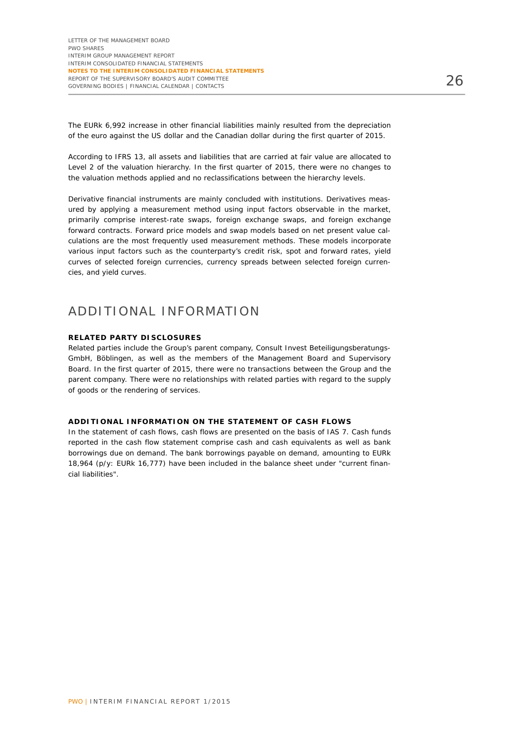The EURk 6,992 increase in other financial liabilities mainly resulted from the depreciation of the euro against the US dollar and the Canadian dollar during the first quarter of 2015.

According to IFRS 13, all assets and liabilities that are carried at fair value are allocated to Level 2 of the valuation hierarchy. In the first quarter of 2015, there were no changes to the valuation methods applied and no reclassifications between the hierarchy levels.

Derivative financial instruments are mainly concluded with institutions. Derivatives measured by applying a measurement method using input factors observable in the market, primarily comprise interest-rate swaps, foreign exchange swaps, and foreign exchange forward contracts. Forward price models and swap models based on net present value calculations are the most frequently used measurement methods. These models incorporate various input factors such as the counterparty's credit risk, spot and forward rates, yield curves of selected foreign currencies, currency spreads between selected foreign currencies, and yield curves.

# ADDITIONAL INFORMATION

### RELATED PARTY DISCLOSURES

Related parties include the Group's parent company, Consult Invest Beteiligungsberatungs-GmbH, Böblingen, as well as the members of the Management Board and Supervisory Board. In the first quarter of 2015, there were no transactions between the Group and the parent company. There were no relationships with related parties with regard to the supply of goods or the rendering of services.

### ADDITIONAL INFORMATION ON THE STATEMENT OF CASH FLOWS

In the statement of cash flows, cash flows are presented on the basis of IAS 7. Cash funds reported in the cash flow statement comprise cash and cash equivalents as well as bank borrowings due on demand. The bank borrowings payable on demand, amounting to EURk 18,964 (p/y: EURk 16,777) have been included in the balance sheet under "current financial liabilities".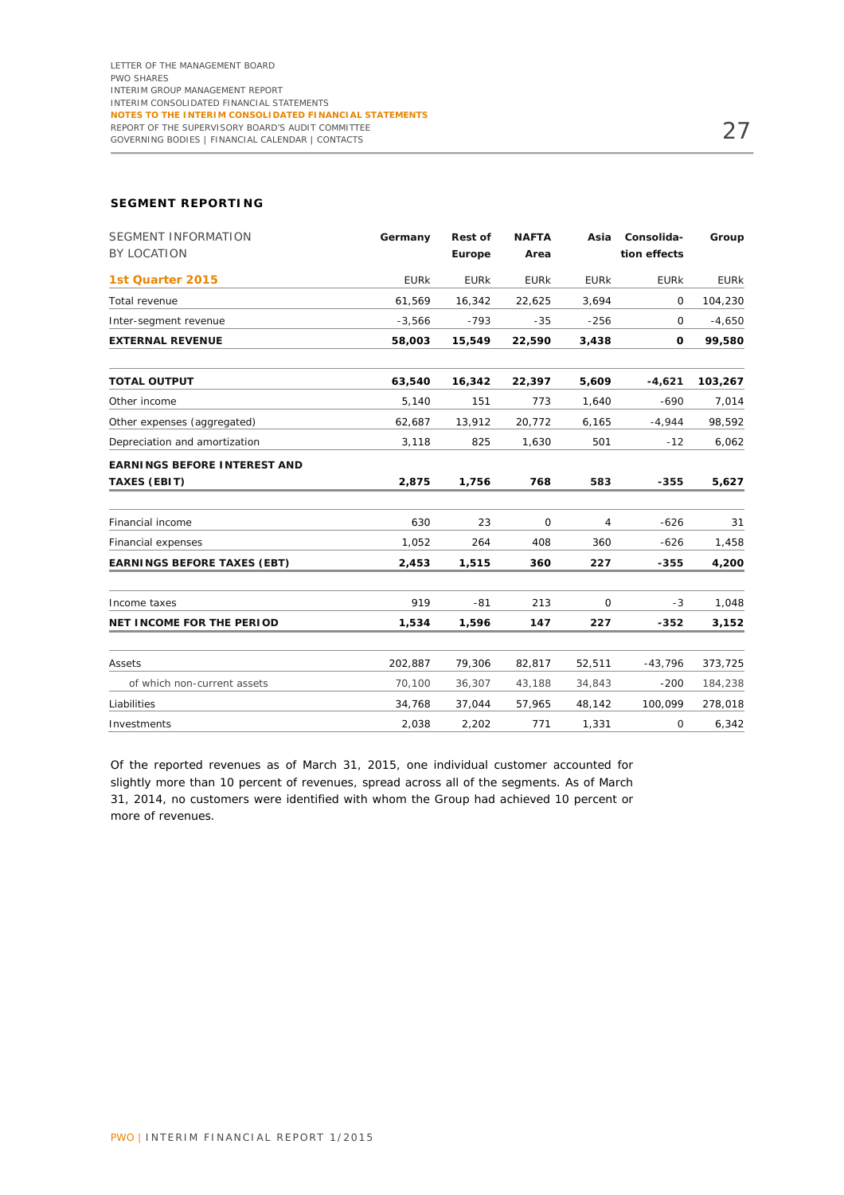## SEGMENT REPORTING

| SEGMENT INFORMATION BY LOCATION | Germany | Rest of Europe | NAFTA Area | Asia | Consolidation effects | Group |
|---|---|---|---|---|---|---|
| **1st Quarter 2015** | EURk | EURk | EURk | EURk | EURk | EURk |
| Total revenue | 61,569 | 16,342 | 22,625 | 3,694 | 0 | 104,230 |
| Inter-segment revenue | -3,566 | -793 | -35 | -256 | 0 | -4,650 |
| **EXTERNAL REVENUE** | **58,003** | **15,549** | **22,590** | **3,438** | **0** | **99,580** |
| **TOTAL OUTPUT** | **63,540** | **16,342** | **22,397** | **5,609** | **-4,621** | **103,267** |
| Other income | 5,140 | 151 | 773 | 1,640 | -690 | 7,014 |
| Other expenses (aggregated) | 62,687 | 13,912 | 20,772 | 6,165 | -4,944 | 98,592 |
| Depreciation and amortization | 3,118 | 825 | 1,630 | 501 | -12 | 6,062 |
| **EARNINGS BEFORE INTEREST AND TAXES (EBIT)** | **2,875** | **1,756** | **768** | **583** | **-355** | **5,627** |
| Financial income | 630 | 23 | 0 | 4 | -626 | 31 |
| Financial expenses | 1,052 | 264 | 408 | 360 | -626 | 1,458 |
| **EARNINGS BEFORE TAXES (EBT)** | **2,453** | **1,515** | **360** | **227** | **-355** | **4,200** |
| Income taxes | 919 | -81 | 213 | 0 | -3 | 1,048 |
| **NET INCOME FOR THE PERIOD** | **1,534** | **1,596** | **147** | **227** | **-352** | **3,152** |
| Assets | 202,887 | 79,306 | 82,817 | 52,511 | -43,796 | 373,725 |
| of which non-current assets | 70,100 | 36,307 | 43,188 | 34,843 | -200 | 184,238 |
| Liabilities | 34,768 | 37,044 | 57,965 | 48,142 | 100,099 | 278,018 |
| Investments | 2,038 | 2,202 | 771 | 1,331 | 0 | 6,342 |

Of the reported revenues as of March 31, 2015, one individual customer accounted for slightly more than 10 percent of revenues, spread across all of the segments. As of March 31, 2014, no customers were identified with whom the Group had achieved 10 percent or more of revenues.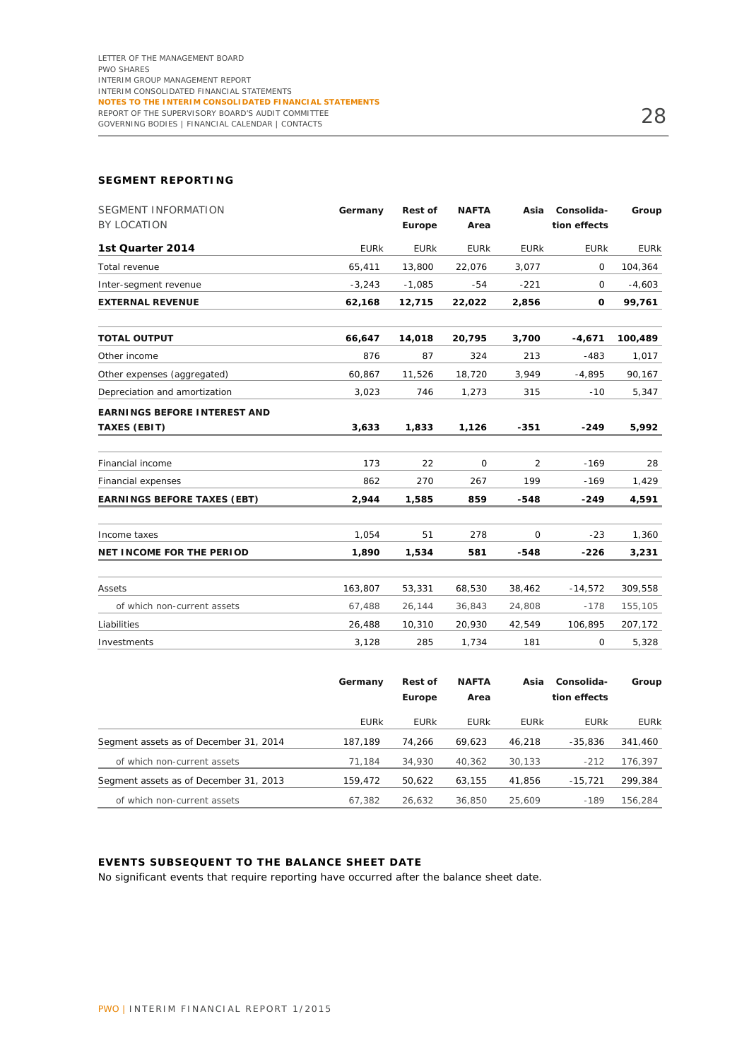## SEGMENT REPORTING

| SEGMENT INFORMATION BY LOCATION | Germany | Rest of Europe | NAFTA Area | Asia | Consolidation effects | Group |
|---|---|---|---|---|---|---|
| **1st Quarter 2014** | EURk | EURk | EURk | EURk | EURk | EURk |
| Total revenue | 65,411 | 13,800 | 22,076 | 3,077 | 0 | 104,364 |
| Inter-segment revenue | -3,243 | -1,085 | -54 | -221 | 0 | -4,603 |
| **EXTERNAL REVENUE** | **62,168** | **12,715** | **22,022** | **2,856** | **0** | **99,761** |
| **TOTAL OUTPUT** | **66,647** | **14,018** | **20,795** | **3,700** | **-4,671** | **100,489** |
| Other income | 876 | 87 | 324 | 213 | -483 | 1,017 |
| Other expenses (aggregated) | 60,867 | 11,526 | 18,720 | 3,949 | -4,895 | 90,167 |
| Depreciation and amortization | 3,023 | 746 | 1,273 | 315 | -10 | 5,347 |
| **EARNINGS BEFORE INTEREST AND TAXES (EBIT)** | **3,633** | **1,833** | **1,126** | **-351** | **-249** | **5,992** |
| Financial income | 173 | 22 | 0 | 2 | -169 | 28 |
| Financial expenses | 862 | 270 | 267 | 199 | -169 | 1,429 |
| **EARNINGS BEFORE TAXES (EBT)** | **2,944** | **1,585** | **859** | **-548** | **-249** | **4,591** |
| Income taxes | 1,054 | 51 | 278 | 0 | -23 | 1,360 |
| **NET INCOME FOR THE PERIOD** | **1,890** | **1,534** | **581** | **-548** | **-226** | **3,231** |
| Assets | 163,807 | 53,331 | 68,530 | 38,462 | -14,572 | 309,558 |
| of which non-current assets | 67,488 | 26,144 | 36,843 | 24,808 | -178 | 155,105 |
| Liabilities | 26,488 | 10,310 | 20,930 | 42,549 | 106,895 | 207,172 |
| Investments | 3,128 | 285 | 1,734 | 181 | 0 | 5,328 |

| | Germany | Rest of Europe | NAFTA Area | Asia | Consolidation effects | Group |
|---|---|---|---|---|---|---|
| | EURk | EURk | EURk | EURk | EURk | EURk |
| Segment assets as of December 31, 2014 | 187,189 | 74,266 | 69,623 | 46,218 | -35,836 | 341,460 |
| of which non-current assets | 71,184 | 34,930 | 40,362 | 30,133 | -212 | 176,397 |
| Segment assets as of December 31, 2013 | 159,472 | 50,622 | 63,155 | 41,856 | -15,721 | 299,384 |
| of which non-current assets | 67,382 | 26,632 | 36,850 | 25,609 | -189 | 156,284 |

## EVENTS SUBSEQUENT TO THE BALANCE SHEET DATE

No significant events that require reporting have occurred after the balance sheet date.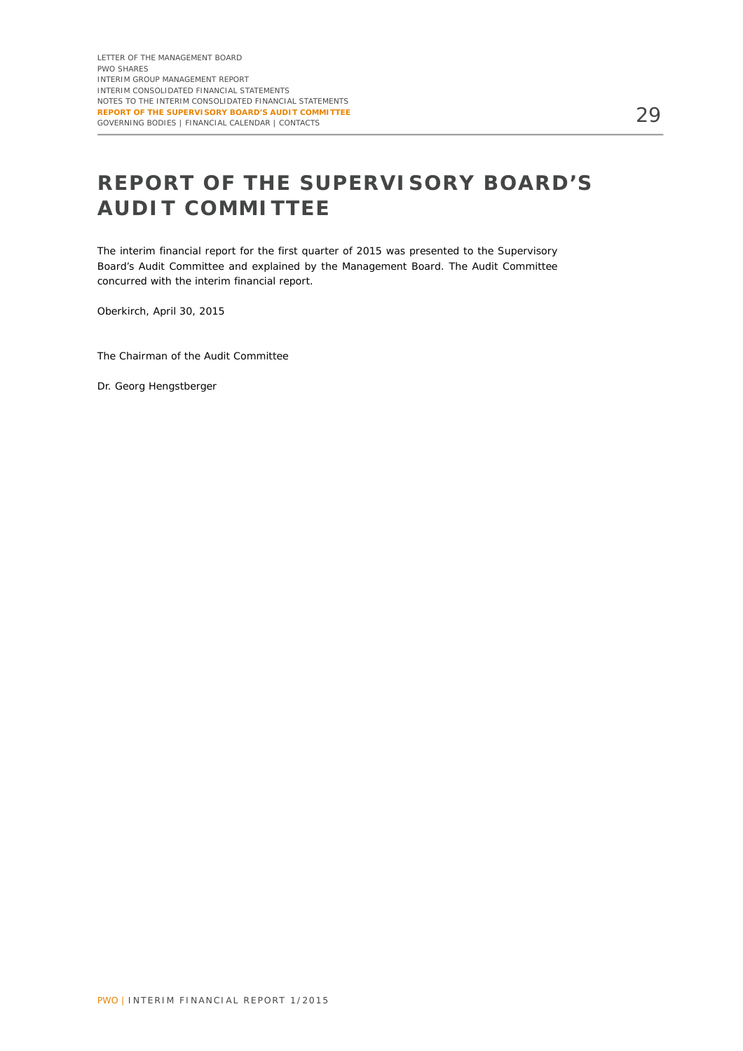# REPORT OF THE SUPERVISORY BOARD'S AUDIT COMMITTEE

The interim financial report for the first quarter of 2015 was presented to the Supervisory Board's Audit Committee and explained by the Management Board. The Audit Committee concurred with the interim financial report.

Oberkirch, April 30, 2015

The Chairman of the Audit Committee

Dr. Georg Hengstberger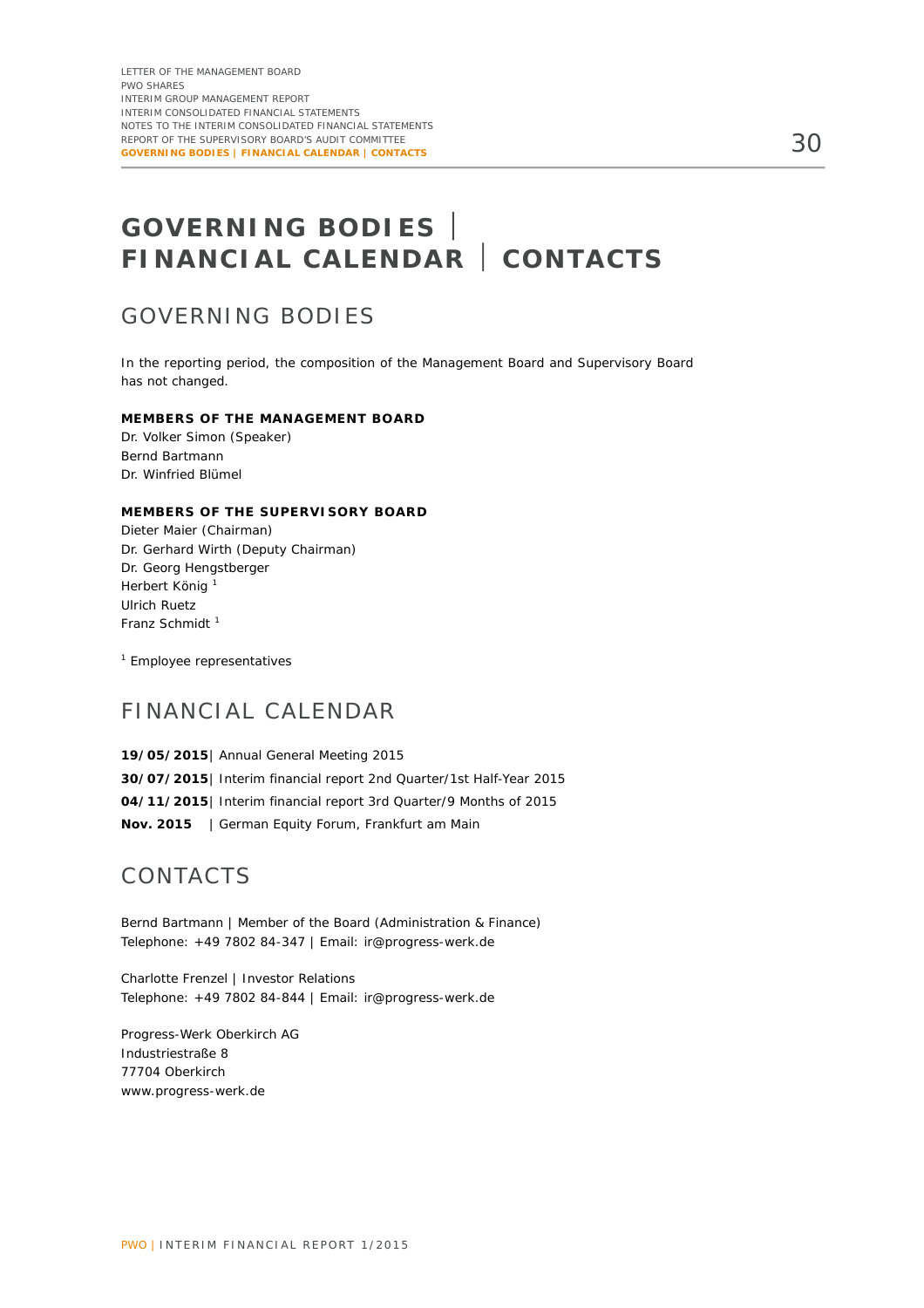# GOVERNING BODIES | FINANCIAL CALENDAR | CONTACTS

## GOVERNING BODIES

In the reporting period, the composition of the Management Board and Supervisory Board has not changed.

**MEMBERS OF THE MANAGEMENT BOARD**

Dr. Volker Simon (Speaker)
Bernd Bartmann
Dr. Winfried Blümel

**MEMBERS OF THE SUPERVISORY BOARD**

Dieter Maier (Chairman)
Dr. Gerhard Wirth (Deputy Chairman)
Dr. Georg Hengstberger
Herbert König [1]
Ulrich Ruetz
Franz Schmidt [1]

[1] Employee representatives

## FINANCIAL CALENDAR

**19/05/2015**| Annual General Meeting 2015
**30/07/2015**| Interim financial report 2nd Quarter/1st Half-Year 2015
**04/11/2015**| Interim financial report 3rd Quarter/9 Months of 2015
**Nov. 2015** | German Equity Forum, Frankfurt am Main

## CONTACTS

Bernd Bartmann | Member of the Board (Administration & Finance)
Telephone: +49 7802 84-347 | Email: ir@progress-werk.de

Charlotte Frenzel | Investor Relations
Telephone: +49 7802 84-844 | Email: ir@progress-werk.de

Progress-Werk Oberkirch AG
Industriestraße 8
77704 Oberkirch
www.progress-werk.de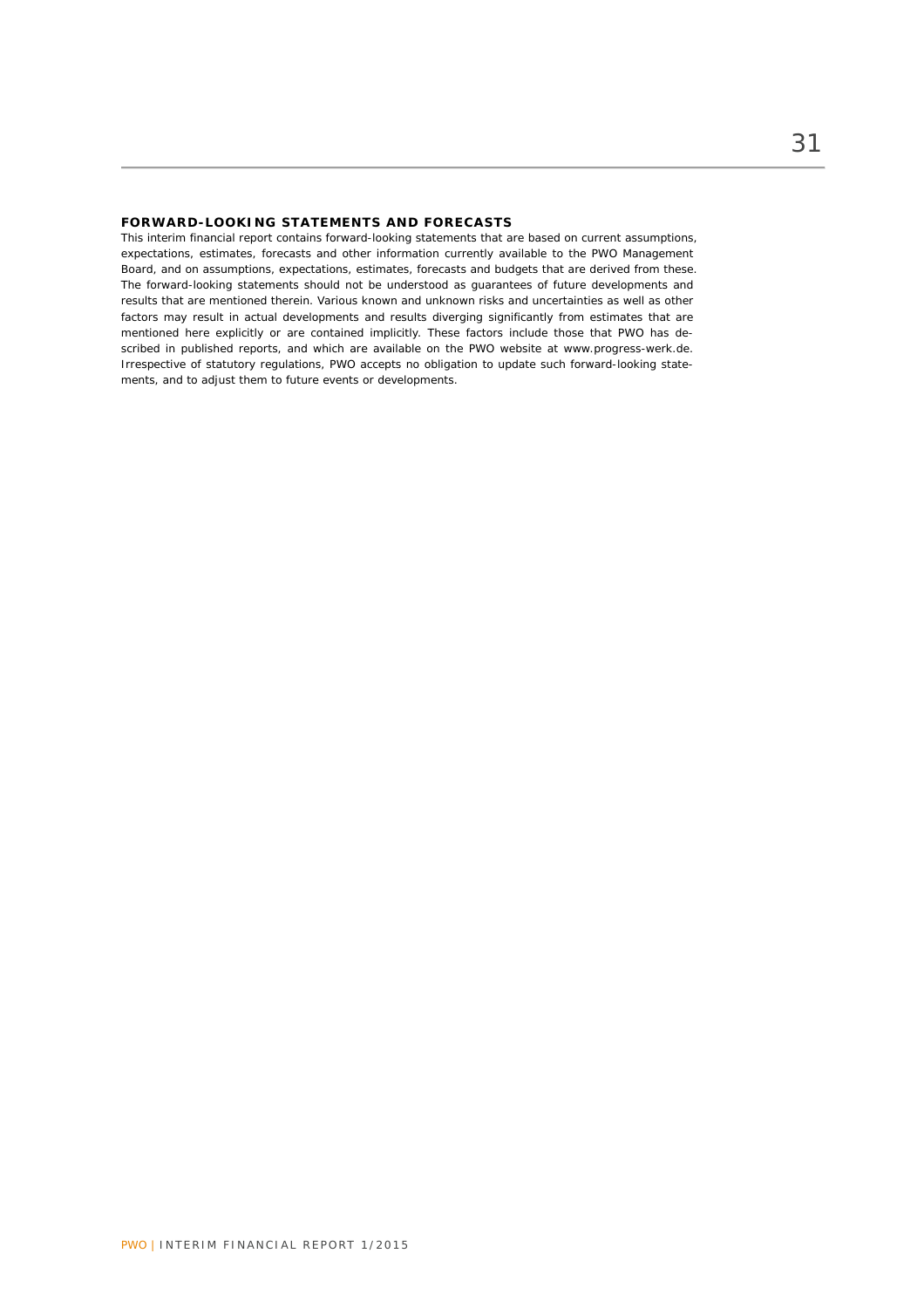## FORWARD-LOOKING STATEMENTS AND FORECASTS

This interim financial report contains forward-looking statements that are based on current assumptions, expectations, estimates, forecasts and other information currently available to the PWO Management Board, and on assumptions, expectations, estimates, forecasts and budgets that are derived from these. The forward-looking statements should not be understood as guarantees of future developments and results that are mentioned therein. Various known and unknown risks and uncertainties as well as other factors may result in actual developments and results diverging significantly from estimates that are mentioned here explicitly or are contained implicitly. These factors include those that PWO has described in published reports, and which are available on the PWO website at www.progress-werk.de. Irrespective of statutory regulations, PWO accepts no obligation to update such forward-looking statements, and to adjust them to future events or developments.